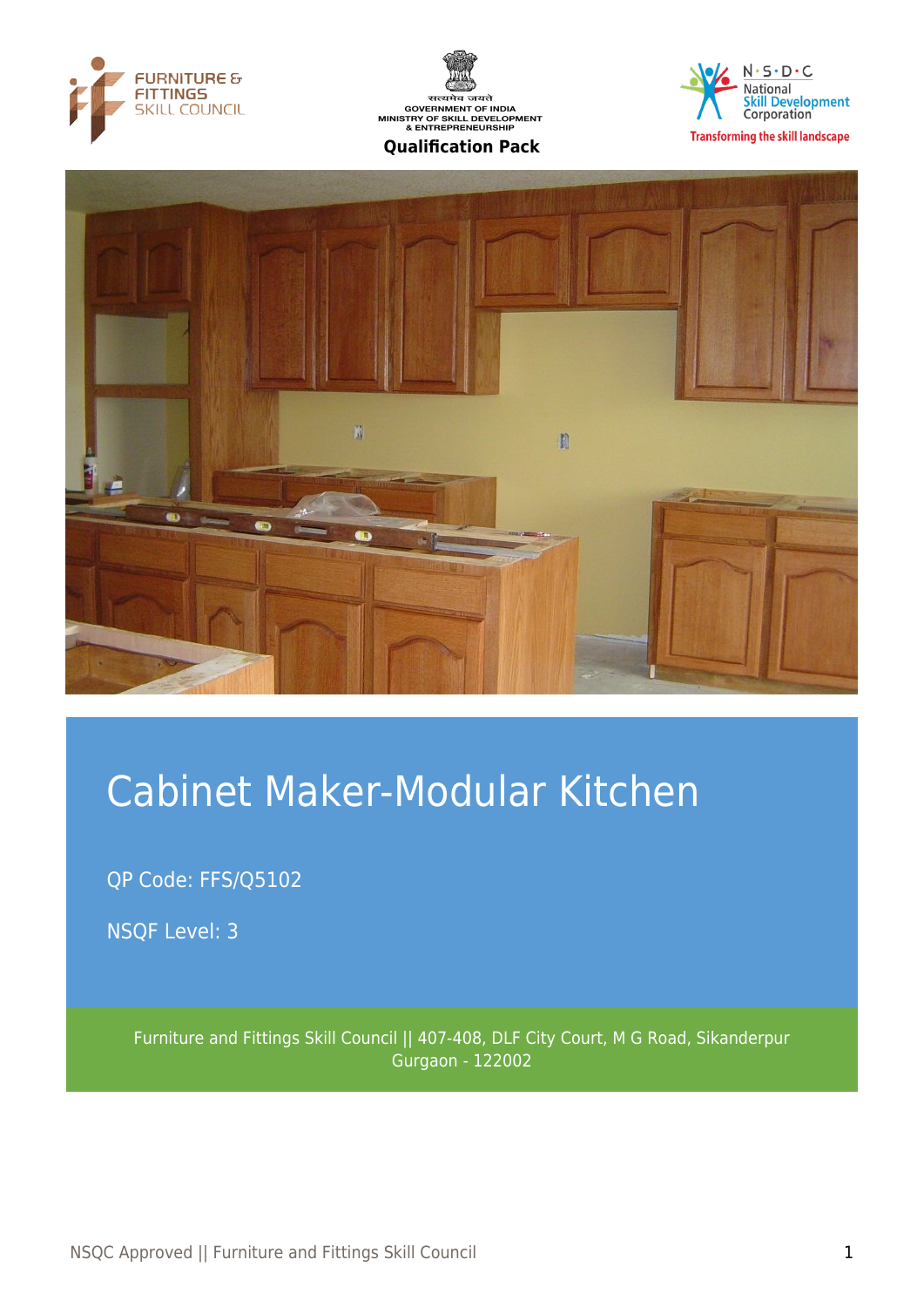FURNITURE & FITTINGS SKILL COUNCIL

सत्यमेव जयते
GOVERNMENT OF INDIA
MINISTRY OF SKILL DEVELOPMENT & ENTREPRENEURSHIP

**Qualification Pack**

N·S·D·C National Skill Development Corporation
Transforming the skill landscape

# Cabinet Maker-Modular Kitchen

QP Code: FFS/Q5102

NSQF Level: 3

Furniture and Fittings Skill Council || 407-408, DLF City Court, M G Road, Sikanderpur Gurgaon - 122002

NSQC Approved || Furniture and Fittings Skill Council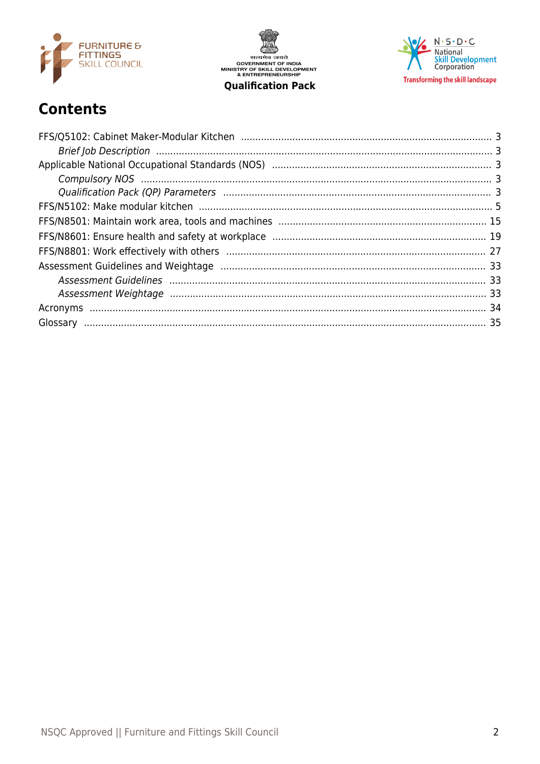# Contents

FFS/Q5102: Cabinet Maker-Modular Kitchen ........................................ 3
*Brief Job Description* ........................................ 3
Applicable National Occupational Standards (NOS) ........................................ 3
*Compulsory NOS* ........................................ 3
*Qualification Pack (QP) Parameters* ........................................ 3
FFS/N5102: Make modular kitchen ........................................ 5
FFS/N8501: Maintain work area, tools and machines ........................................ 15
FFS/N8601: Ensure health and safety at workplace ........................................ 19
FFS/N8801: Work effectively with others ........................................ 27
Assessment Guidelines and Weightage ........................................ 33
*Assessment Guidelines* ........................................ 33
*Assessment Weightage* ........................................ 33
Acronyms ........................................ 34
Glossary ........................................ 35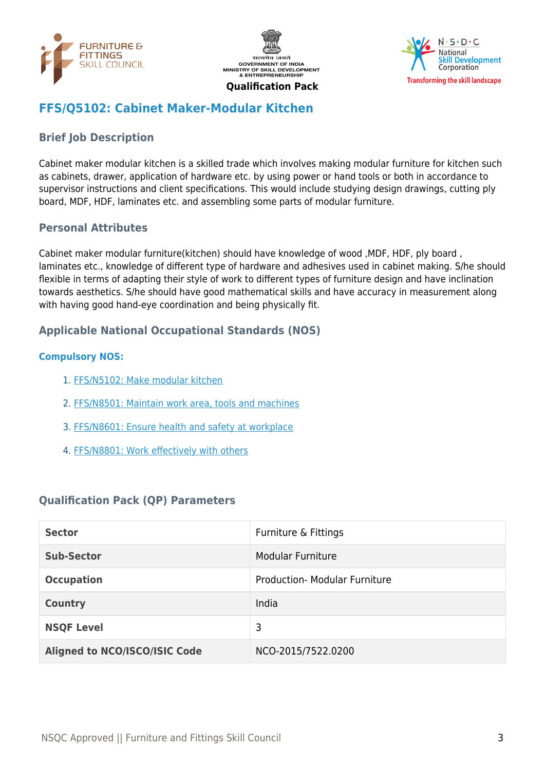# FFS/Q5102: Cabinet Maker-Modular Kitchen

## Brief Job Description

Cabinet maker modular kitchen is a skilled trade which involves making modular furniture for kitchen such as cabinets, drawer, application of hardware etc. by using power or hand tools or both in accordance to supervisor instructions and client specifications. This would include studying design drawings, cutting ply board, MDF, HDF, laminates etc. and assembling some parts of modular furniture.

## Personal Attributes

Cabinet maker modular furniture(kitchen) should have knowledge of wood ,MDF, HDF, ply board , laminates etc., knowledge of different type of hardware and adhesives used in cabinet making. S/he should flexible in terms of adapting their style of work to different types of furniture design and have inclination towards aesthetics. S/he should have good mathematical skills and have accuracy in measurement along with having good hand-eye coordination and being physically fit.

## Applicable National Occupational Standards (NOS)

### Compulsory NOS:

1. FFS/N5102: Make modular kitchen
2. FFS/N8501: Maintain work area, tools and machines
3. FFS/N8601: Ensure health and safety at workplace
4. FFS/N8801: Work effectively with others

## Qualification Pack (QP) Parameters

| Sector | Furniture & Fittings |
|---|---|
| Sub-Sector | Modular Furniture |
| Occupation | Production- Modular Furniture |
| Country | India |
| NSQF Level | 3 |
| Aligned to NCO/ISCO/ISIC Code | NCO-2015/7522.0200 |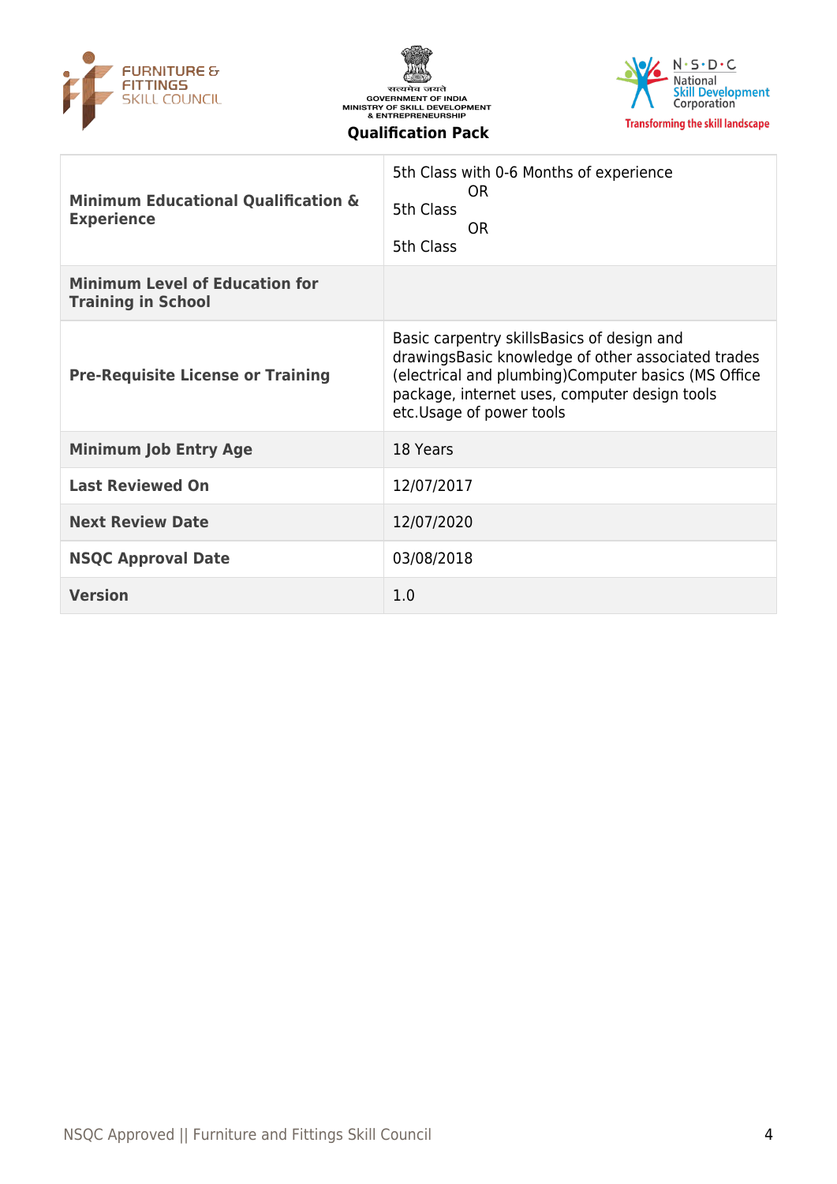| | |
|---|---|
| **Minimum Educational Qualification & Experience** | 5th Class with 0-6 Months of experience<br>OR<br>5th Class<br>OR<br>5th Class |
| **Minimum Level of Education for Training in School** | |
| **Pre-Requisite License or Training** | Basic carpentry skillsBasics of design and drawingsBasic knowledge of other associated trades (electrical and plumbing)Computer basics (MS Office package, internet uses, computer design tools etc.Usage of power tools |
| **Minimum Job Entry Age** | 18 Years |
| **Last Reviewed On** | 12/07/2017 |
| **Next Review Date** | 12/07/2020 |
| **NSQC Approval Date** | 03/08/2018 |
| **Version** | 1.0 |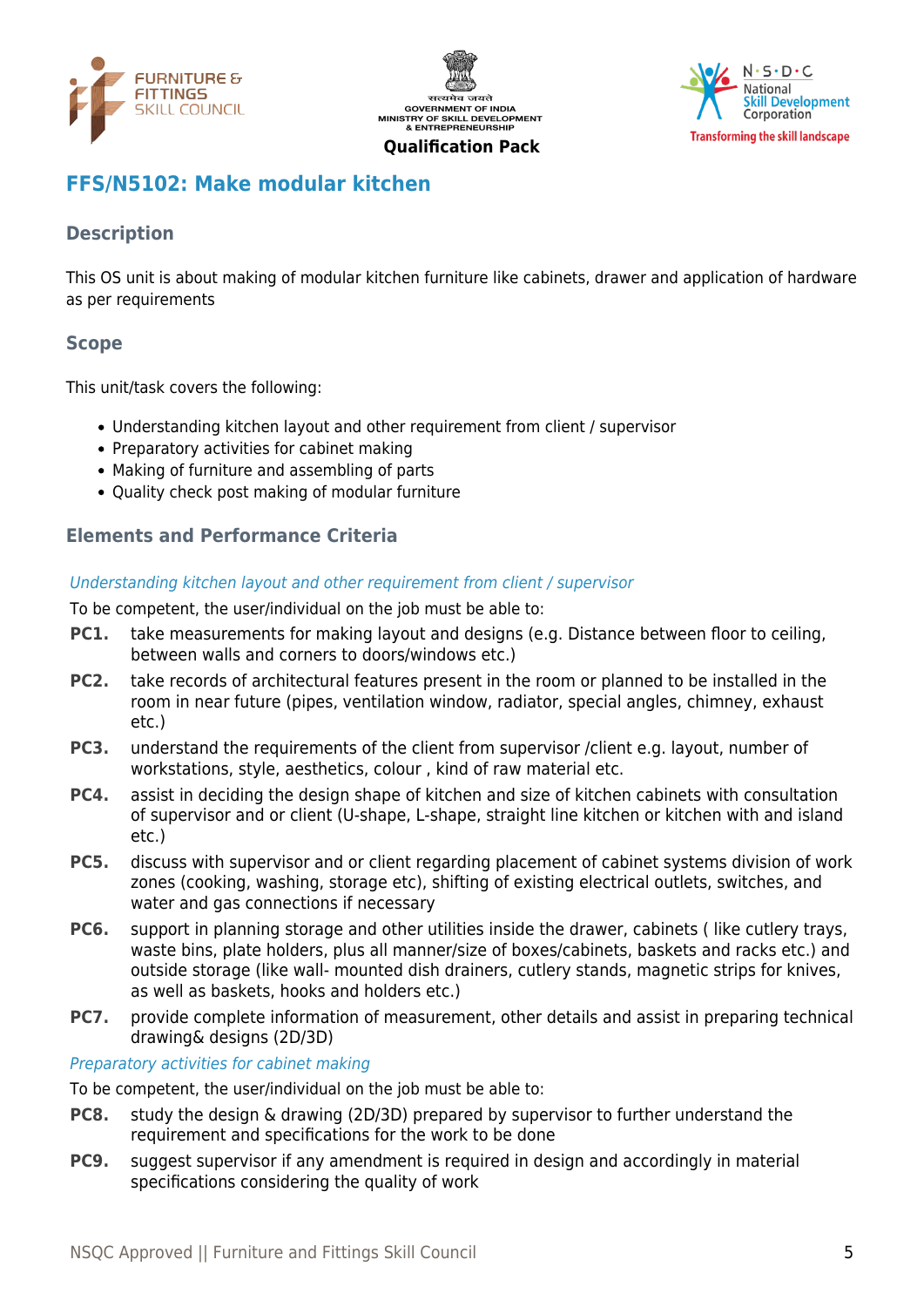## FFS/N5102: Make modular kitchen

### Description

This OS unit is about making of modular kitchen furniture like cabinets, drawer and application of hardware as per requirements

### Scope

This unit/task covers the following:

- Understanding kitchen layout and other requirement from client / supervisor
- Preparatory activities for cabinet making
- Making of furniture and assembling of parts
- Quality check post making of modular furniture

### Elements and Performance Criteria

*Understanding kitchen layout and other requirement from client / supervisor*

To be competent, the user/individual on the job must be able to:

**PC1.** take measurements for making layout and designs (e.g. Distance between floor to ceiling, between walls and corners to doors/windows etc.)

**PC2.** take records of architectural features present in the room or planned to be installed in the room in near future (pipes, ventilation window, radiator, special angles, chimney, exhaust etc.)

**PC3.** understand the requirements of the client from supervisor /client e.g. layout, number of workstations, style, aesthetics, colour , kind of raw material etc.

**PC4.** assist in deciding the design shape of kitchen and size of kitchen cabinets with consultation of supervisor and or client (U-shape, L-shape, straight line kitchen or kitchen with and island etc.)

**PC5.** discuss with supervisor and or client regarding placement of cabinet systems division of work zones (cooking, washing, storage etc), shifting of existing electrical outlets, switches, and water and gas connections if necessary

**PC6.** support in planning storage and other utilities inside the drawer, cabinets ( like cutlery trays, waste bins, plate holders, plus all manner/size of boxes/cabinets, baskets and racks etc.) and outside storage (like wall- mounted dish drainers, cutlery stands, magnetic strips for knives, as well as baskets, hooks and holders etc.)

**PC7.** provide complete information of measurement, other details and assist in preparing technical drawing& designs (2D/3D)

*Preparatory activities for cabinet making*

To be competent, the user/individual on the job must be able to:

**PC8.** study the design & drawing (2D/3D) prepared by supervisor to further understand the requirement and specifications for the work to be done

**PC9.** suggest supervisor if any amendment is required in design and accordingly in material specifications considering the quality of work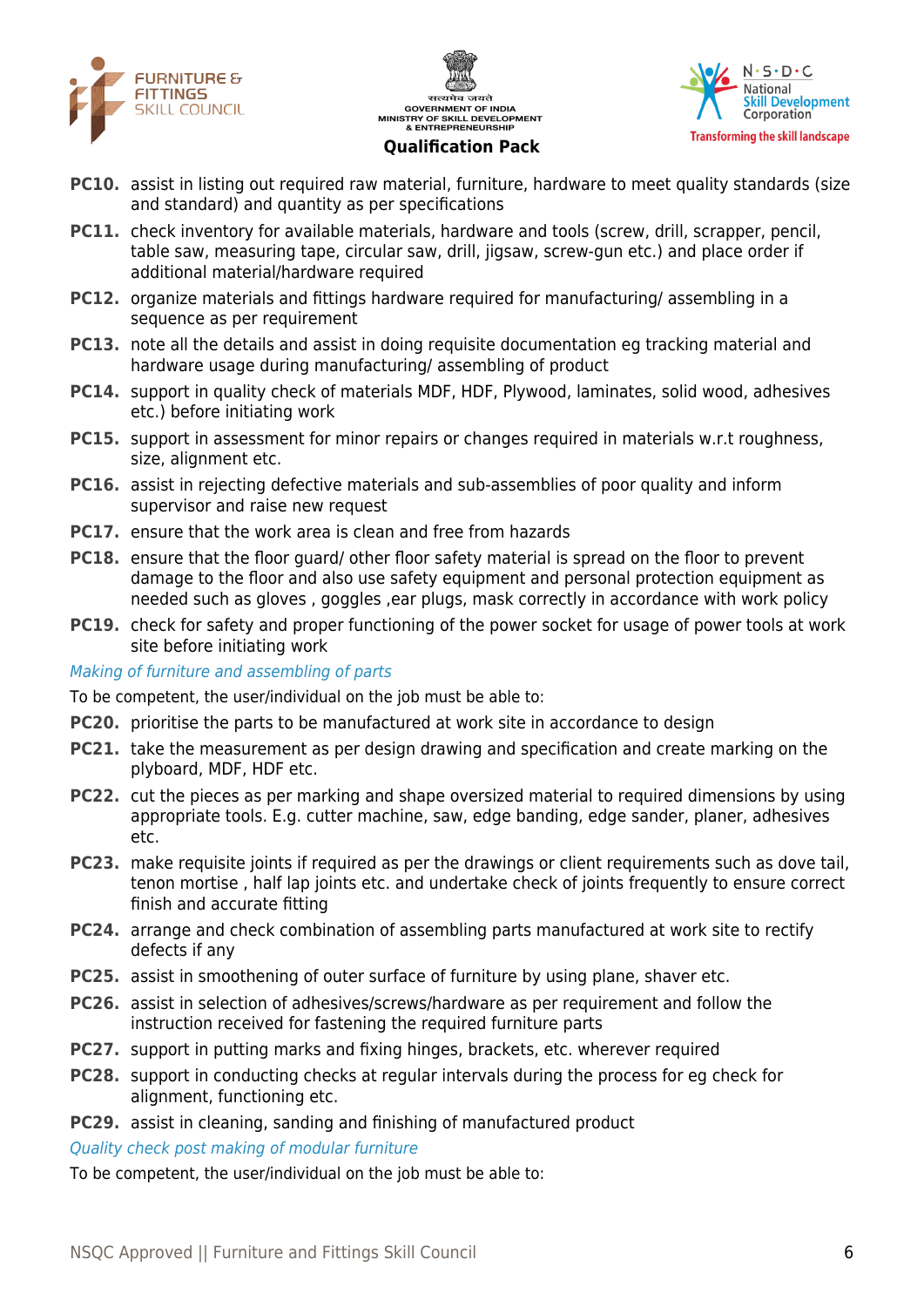**PC10.** assist in listing out required raw material, furniture, hardware to meet quality standards (size and standard) and quantity as per specifications

**PC11.** check inventory for available materials, hardware and tools (screw, drill, scrapper, pencil, table saw, measuring tape, circular saw, drill, jigsaw, screw-gun etc.) and place order if additional material/hardware required

**PC12.** organize materials and fittings hardware required for manufacturing/ assembling in a sequence as per requirement

**PC13.** note all the details and assist in doing requisite documentation eg tracking material and hardware usage during manufacturing/ assembling of product

**PC14.** support in quality check of materials MDF, HDF, Plywood, laminates, solid wood, adhesives etc.) before initiating work

**PC15.** support in assessment for minor repairs or changes required in materials w.r.t roughness, size, alignment etc.

**PC16.** assist in rejecting defective materials and sub-assemblies of poor quality and inform supervisor and raise new request

**PC17.** ensure that the work area is clean and free from hazards

**PC18.** ensure that the floor guard/ other floor safety material is spread on the floor to prevent damage to the floor and also use safety equipment and personal protection equipment as needed such as gloves , goggles ,ear plugs, mask correctly in accordance with work policy

**PC19.** check for safety and proper functioning of the power socket for usage of power tools at work site before initiating work

*Making of furniture and assembling of parts*

To be competent, the user/individual on the job must be able to:

**PC20.** prioritise the parts to be manufactured at work site in accordance to design

**PC21.** take the measurement as per design drawing and specification and create marking on the plyboard, MDF, HDF etc.

**PC22.** cut the pieces as per marking and shape oversized material to required dimensions by using appropriate tools. E.g. cutter machine, saw, edge banding, edge sander, planer, adhesives etc.

**PC23.** make requisite joints if required as per the drawings or client requirements such as dove tail, tenon mortise , half lap joints etc. and undertake check of joints frequently to ensure correct finish and accurate fitting

**PC24.** arrange and check combination of assembling parts manufactured at work site to rectify defects if any

**PC25.** assist in smoothening of outer surface of furniture by using plane, shaver etc.

**PC26.** assist in selection of adhesives/screws/hardware as per requirement and follow the instruction received for fastening the required furniture parts

**PC27.** support in putting marks and fixing hinges, brackets, etc. wherever required

**PC28.** support in conducting checks at regular intervals during the process for eg check for alignment, functioning etc.

**PC29.** assist in cleaning, sanding and finishing of manufactured product

*Quality check post making of modular furniture*

To be competent, the user/individual on the job must be able to: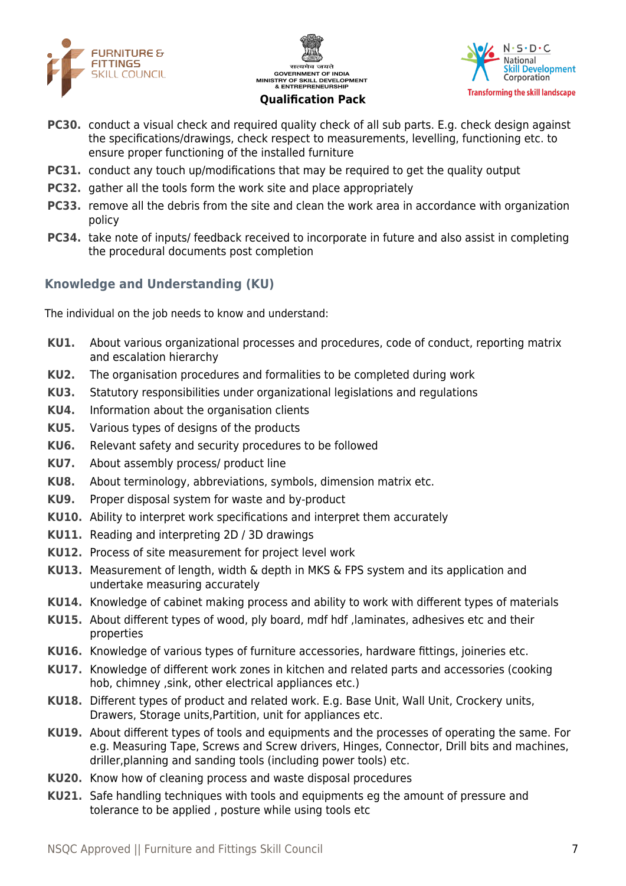**PC30.** conduct a visual check and required quality check of all sub parts. E.g. check design against the specifications/drawings, check respect to measurements, levelling, functioning etc. to ensure proper functioning of the installed furniture

**PC31.** conduct any touch up/modifications that may be required to get the quality output

**PC32.** gather all the tools form the work site and place appropriately

**PC33.** remove all the debris from the site and clean the work area in accordance with organization policy

**PC34.** take note of inputs/ feedback received to incorporate in future and also assist in completing the procedural documents post completion

### Knowledge and Understanding (KU)

The individual on the job needs to know and understand:

**KU1.** About various organizational processes and procedures, code of conduct, reporting matrix and escalation hierarchy

**KU2.** The organisation procedures and formalities to be completed during work

**KU3.** Statutory responsibilities under organizational legislations and regulations

**KU4.** Information about the organisation clients

**KU5.** Various types of designs of the products

**KU6.** Relevant safety and security procedures to be followed

**KU7.** About assembly process/ product line

**KU8.** About terminology, abbreviations, symbols, dimension matrix etc.

**KU9.** Proper disposal system for waste and by-product

**KU10.** Ability to interpret work specifications and interpret them accurately

**KU11.** Reading and interpreting 2D / 3D drawings

**KU12.** Process of site measurement for project level work

**KU13.** Measurement of length, width & depth in MKS & FPS system and its application and undertake measuring accurately

**KU14.** Knowledge of cabinet making process and ability to work with different types of materials

**KU15.** About different types of wood, ply board, mdf hdf ,laminates, adhesives etc and their properties

**KU16.** Knowledge of various types of furniture accessories, hardware fittings, joineries etc.

**KU17.** Knowledge of different work zones in kitchen and related parts and accessories (cooking hob, chimney ,sink, other electrical appliances etc.)

**KU18.** Different types of product and related work. E.g. Base Unit, Wall Unit, Crockery units, Drawers, Storage units,Partition, unit for appliances etc.

**KU19.** About different types of tools and equipments and the processes of operating the same. For e.g. Measuring Tape, Screws and Screw drivers, Hinges, Connector, Drill bits and machines, driller,planning and sanding tools (including power tools) etc.

**KU20.** Know how of cleaning process and waste disposal procedures

**KU21.** Safe handling techniques with tools and equipments eg the amount of pressure and tolerance to be applied , posture while using tools etc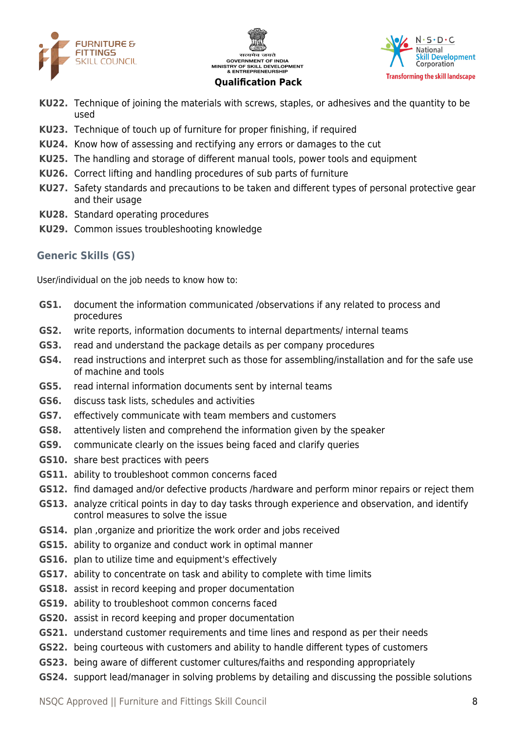**KU22.** Technique of joining the materials with screws, staples, or adhesives and the quantity to be used

**KU23.** Technique of touch up of furniture for proper finishing, if required

**KU24.** Know how of assessing and rectifying any errors or damages to the cut

**KU25.** The handling and storage of different manual tools, power tools and equipment

**KU26.** Correct lifting and handling procedures of sub parts of furniture

**KU27.** Safety standards and precautions to be taken and different types of personal protective gear and their usage

**KU28.** Standard operating procedures

**KU29.** Common issues troubleshooting knowledge

## Generic Skills (GS)

User/individual on the job needs to know how to:

**GS1.** document the information communicated /observations if any related to process and procedures

**GS2.** write reports, information documents to internal departments/ internal teams

**GS3.** read and understand the package details as per company procedures

**GS4.** read instructions and interpret such as those for assembling/installation and for the safe use of machine and tools

**GS5.** read internal information documents sent by internal teams

**GS6.** discuss task lists, schedules and activities

**GS7.** effectively communicate with team members and customers

**GS8.** attentively listen and comprehend the information given by the speaker

**GS9.** communicate clearly on the issues being faced and clarify queries

**GS10.** share best practices with peers

**GS11.** ability to troubleshoot common concerns faced

**GS12.** find damaged and/or defective products /hardware and perform minor repairs or reject them

**GS13.** analyze critical points in day to day tasks through experience and observation, and identify control measures to solve the issue

**GS14.** plan ,organize and prioritize the work order and jobs received

**GS15.** ability to organize and conduct work in optimal manner

**GS16.** plan to utilize time and equipment's effectively

**GS17.** ability to concentrate on task and ability to complete with time limits

**GS18.** assist in record keeping and proper documentation

**GS19.** ability to troubleshoot common concerns faced

**GS20.** assist in record keeping and proper documentation

**GS21.** understand customer requirements and time lines and respond as per their needs

**GS22.** being courteous with customers and ability to handle different types of customers

**GS23.** being aware of different customer cultures/faiths and responding appropriately

**GS24.** support lead/manager in solving problems by detailing and discussing the possible solutions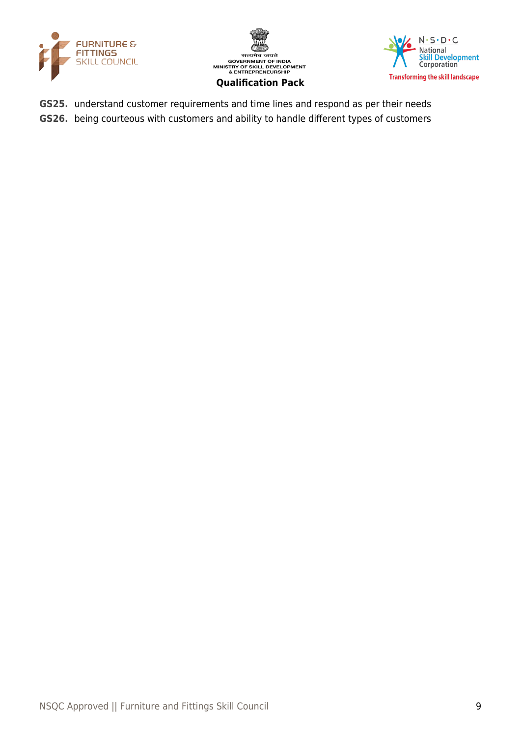**GS25.** understand customer requirements and time lines and respond as per their needs

**GS26.** being courteous with customers and ability to handle different types of customers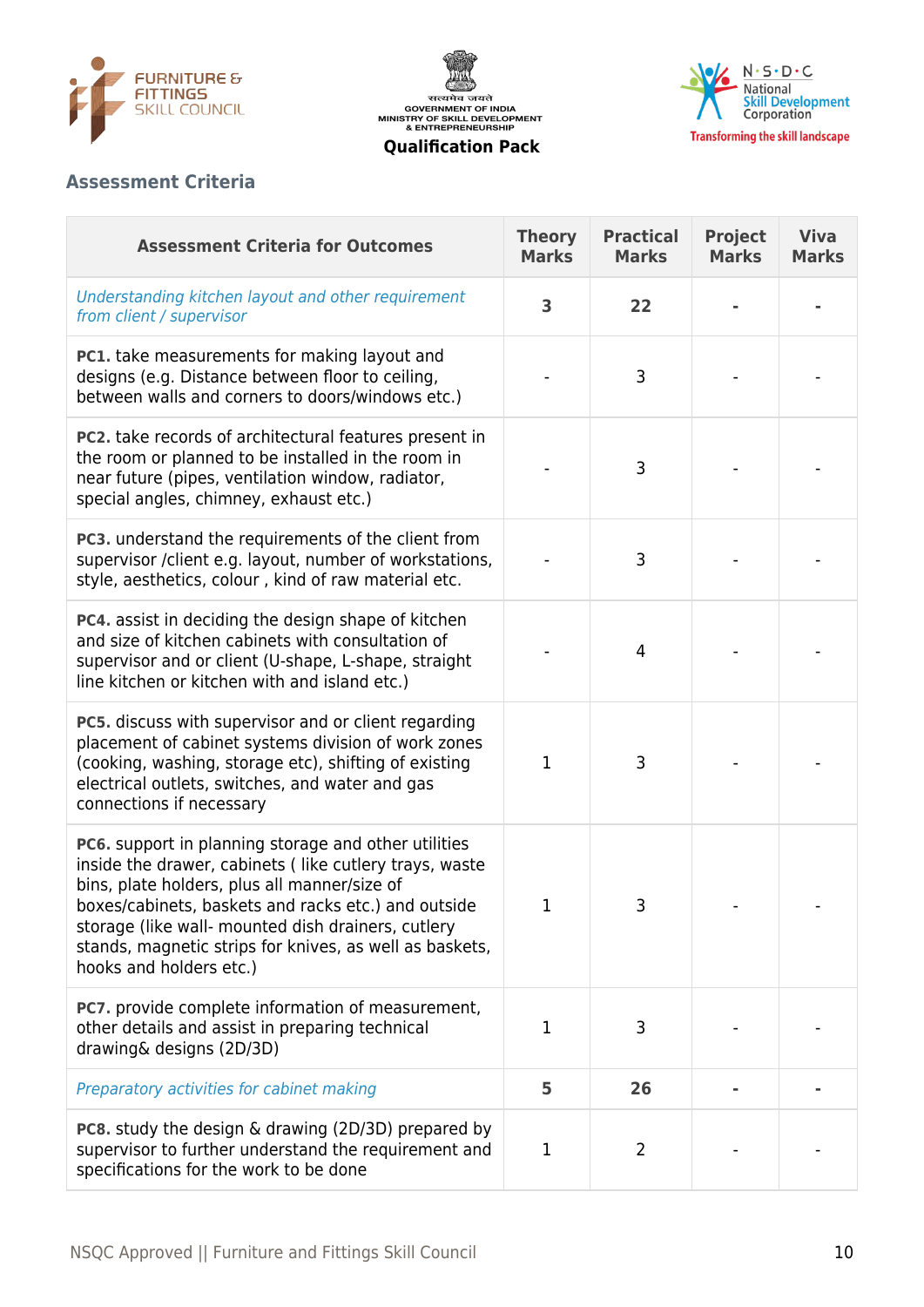## Assessment Criteria

| Assessment Criteria for Outcomes | Theory Marks | Practical Marks | Project Marks | Viva Marks |
|---|---|---|---|---|
| *Understanding kitchen layout and other requirement from client / supervisor* | **3** | **22** | **-** | **-** |
| **PC1.** take measurements for making layout and designs (e.g. Distance between floor to ceiling, between walls and corners to doors/windows etc.) | - | 3 | - | - |
| **PC2.** take records of architectural features present in the room or planned to be installed in the room in near future (pipes, ventilation window, radiator, special angles, chimney, exhaust etc.) | - | 3 | - | - |
| **PC3.** understand the requirements of the client from supervisor /client e.g. layout, number of workstations, style, aesthetics, colour , kind of raw material etc. | - | 3 | - | - |
| **PC4.** assist in deciding the design shape of kitchen and size of kitchen cabinets with consultation of supervisor and or client (U-shape, L-shape, straight line kitchen or kitchen with and island etc.) | - | 4 | - | - |
| **PC5.** discuss with supervisor and or client regarding placement of cabinet systems division of work zones (cooking, washing, storage etc), shifting of existing electrical outlets, switches, and water and gas connections if necessary | 1 | 3 | - | - |
| **PC6.** support in planning storage and other utilities inside the drawer, cabinets ( like cutlery trays, waste bins, plate holders, plus all manner/size of boxes/cabinets, baskets and racks etc.) and outside storage (like wall- mounted dish drainers, cutlery stands, magnetic strips for knives, as well as baskets, hooks and holders etc.) | 1 | 3 | - | - |
| **PC7.** provide complete information of measurement, other details and assist in preparing technical drawing& designs (2D/3D) | 1 | 3 | - | - |
| *Preparatory activities for cabinet making* | **5** | **26** | **-** | **-** |
| **PC8.** study the design & drawing (2D/3D) prepared by supervisor to further understand the requirement and specifications for the work to be done | 1 | 2 | - | - |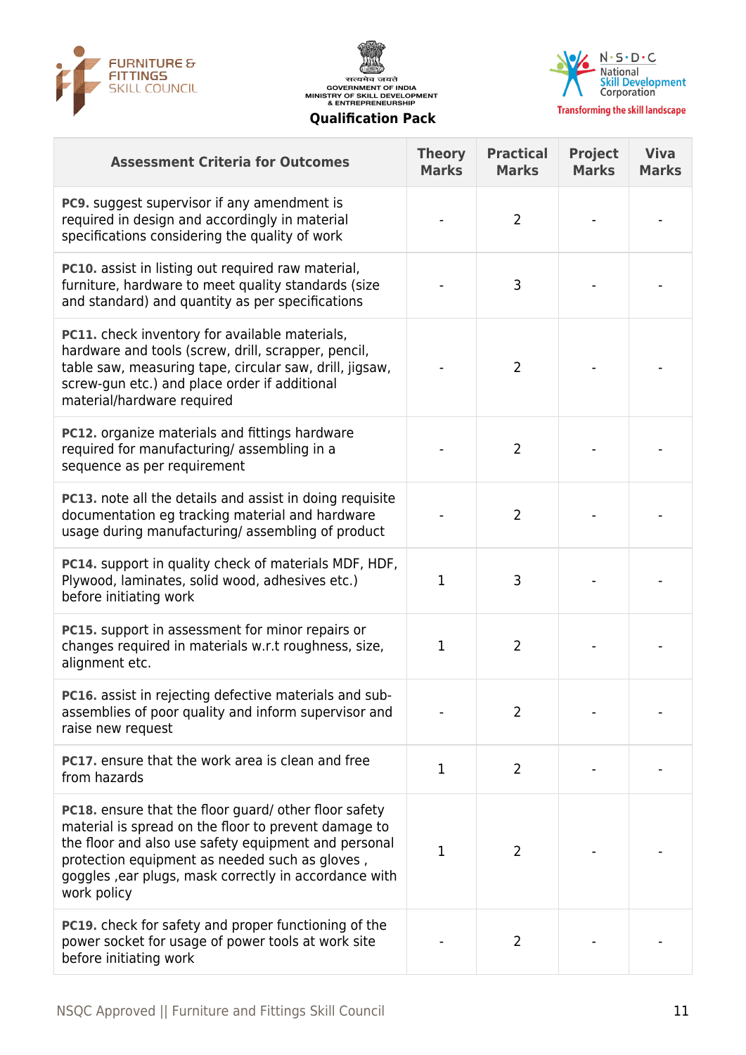| Assessment Criteria for Outcomes | Theory Marks | Practical Marks | Project Marks | Viva Marks |
|---|---|---|---|---|
| **PC9.** suggest supervisor if any amendment is required in design and accordingly in material specifications considering the quality of work | - | 2 | - | - |
| **PC10.** assist in listing out required raw material, furniture, hardware to meet quality standards (size and standard) and quantity as per specifications | - | 3 | - | - |
| **PC11.** check inventory for available materials, hardware and tools (screw, drill, scrapper, pencil, table saw, measuring tape, circular saw, drill, jigsaw, screw-gun etc.) and place order if additional material/hardware required | - | 2 | - | - |
| **PC12.** organize materials and fittings hardware required for manufacturing/ assembling in a sequence as per requirement | - | 2 | - | - |
| **PC13.** note all the details and assist in doing requisite documentation eg tracking material and hardware usage during manufacturing/ assembling of product | - | 2 | - | - |
| **PC14.** support in quality check of materials MDF, HDF, Plywood, laminates, solid wood, adhesives etc.) before initiating work | 1 | 3 | - | - |
| **PC15.** support in assessment for minor repairs or changes required in materials w.r.t roughness, size, alignment etc. | 1 | 2 | - | - |
| **PC16.** assist in rejecting defective materials and sub-assemblies of poor quality and inform supervisor and raise new request | - | 2 | - | - |
| **PC17.** ensure that the work area is clean and free from hazards | 1 | 2 | - | - |
| **PC18.** ensure that the floor guard/ other floor safety material is spread on the floor to prevent damage to the floor and also use safety equipment and personal protection equipment as needed such as gloves , goggles ,ear plugs, mask correctly in accordance with work policy | 1 | 2 | - | - |
| **PC19.** check for safety and proper functioning of the power socket for usage of power tools at work site before initiating work | - | 2 | - | - |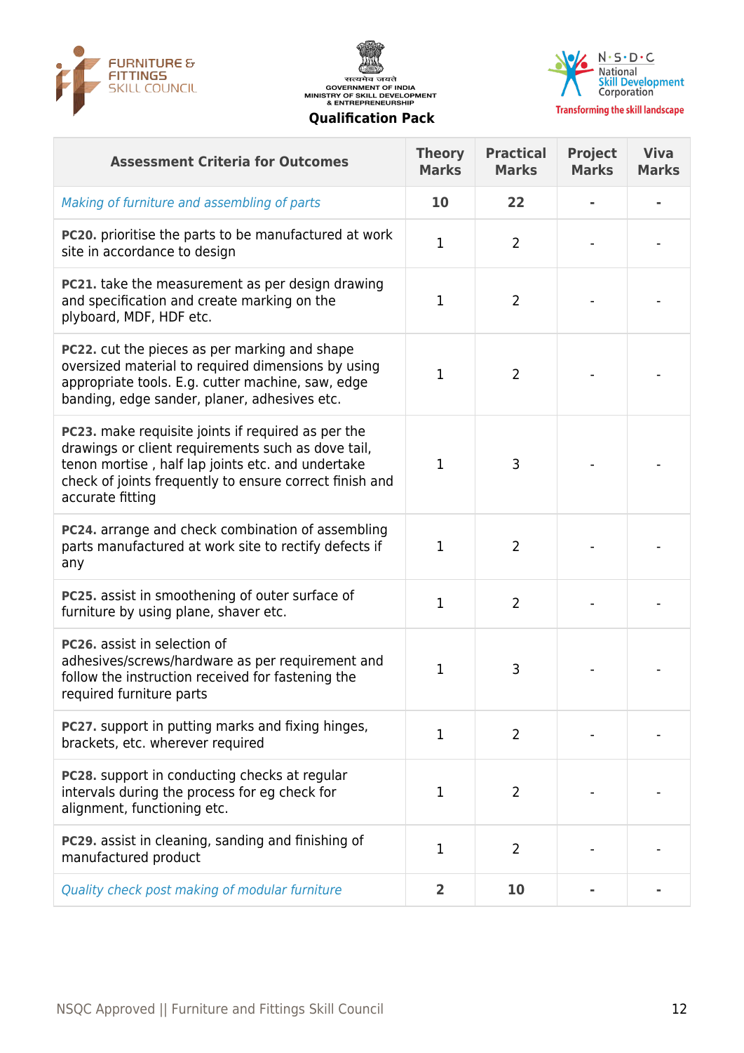| Assessment Criteria for Outcomes | Theory Marks | Practical Marks | Project Marks | Viva Marks |
|---|---|---|---|---|
| *Making of furniture and assembling of parts* | **10** | **22** | **-** | **-** |
| **PC20.** prioritise the parts to be manufactured at work site in accordance to design | 1 | 2 | - | - |
| **PC21.** take the measurement as per design drawing and specification and create marking on the plyboard, MDF, HDF etc. | 1 | 2 | - | - |
| **PC22.** cut the pieces as per marking and shape oversized material to required dimensions by using appropriate tools. E.g. cutter machine, saw, edge banding, edge sander, planer, adhesives etc. | 1 | 2 | - | - |
| **PC23.** make requisite joints if required as per the drawings or client requirements such as dove tail, tenon mortise , half lap joints etc. and undertake check of joints frequently to ensure correct finish and accurate fitting | 1 | 3 | - | - |
| **PC24.** arrange and check combination of assembling parts manufactured at work site to rectify defects if any | 1 | 2 | - | - |
| **PC25.** assist in smoothening of outer surface of furniture by using plane, shaver etc. | 1 | 2 | - | - |
| **PC26.** assist in selection of adhesives/screws/hardware as per requirement and follow the instruction received for fastening the required furniture parts | 1 | 3 | - | - |
| **PC27.** support in putting marks and fixing hinges, brackets, etc. wherever required | 1 | 2 | - | - |
| **PC28.** support in conducting checks at regular intervals during the process for eg check for alignment, functioning etc. | 1 | 2 | - | - |
| **PC29.** assist in cleaning, sanding and finishing of manufactured product | 1 | 2 | - | - |
| *Quality check post making of modular furniture* | **2** | **10** | **-** | **-** |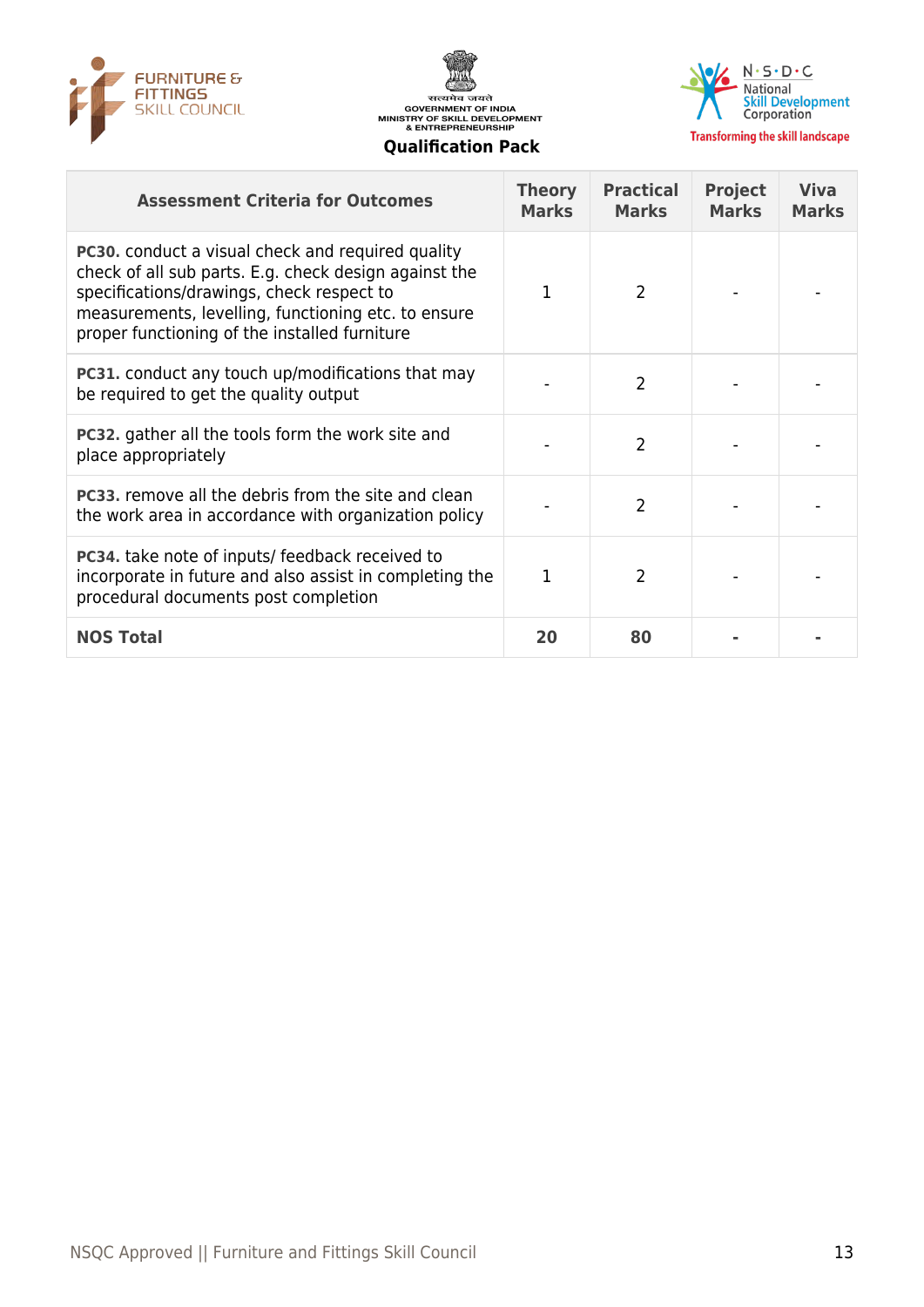| Assessment Criteria for Outcomes | Theory Marks | Practical Marks | Project Marks | Viva Marks |
|---|---|---|---|---|
| **PC30.** conduct a visual check and required quality check of all sub parts. E.g. check design against the specifications/drawings, check respect to measurements, levelling, functioning etc. to ensure proper functioning of the installed furniture | 1 | 2 | - | - |
| **PC31.** conduct any touch up/modifications that may be required to get the quality output | - | 2 | - | - |
| **PC32.** gather all the tools form the work site and place appropriately | - | 2 | - | - |
| **PC33.** remove all the debris from the site and clean the work area in accordance with organization policy | - | 2 | - | - |
| **PC34.** take note of inputs/ feedback received to incorporate in future and also assist in completing the procedural documents post completion | 1 | 2 | - | - |
| **NOS Total** | **20** | **80** | **-** | **-** |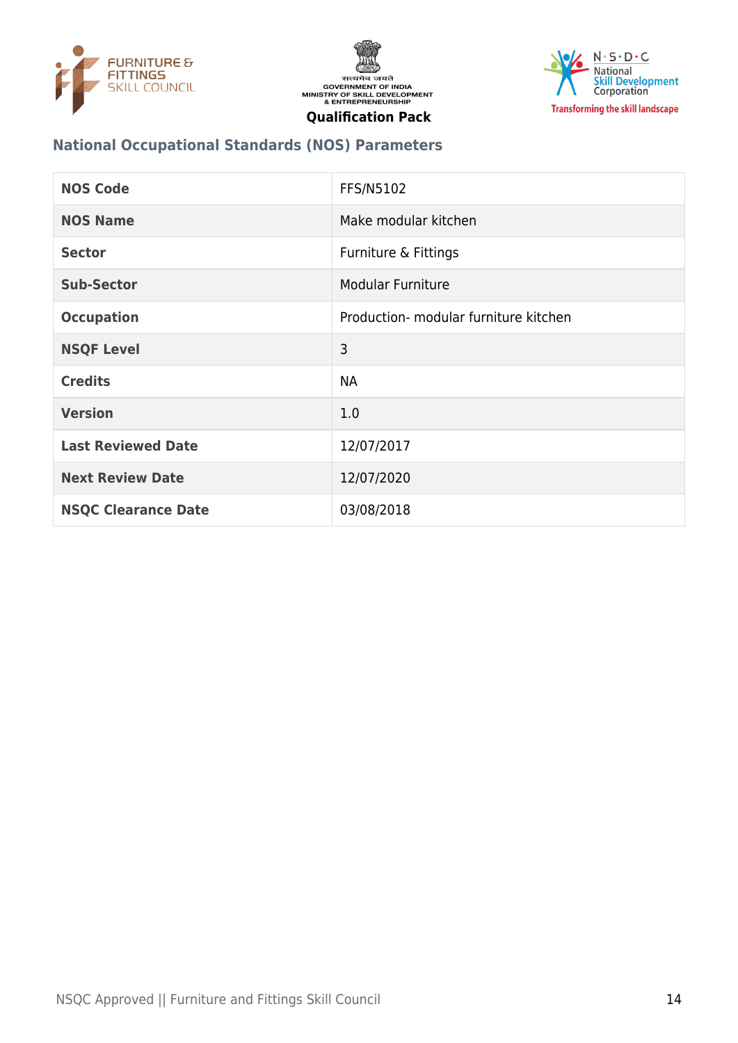## National Occupational Standards (NOS) Parameters

| NOS Code | FFS/N5102 |
|---|---|
| NOS Name | Make modular kitchen |
| Sector | Furniture & Fittings |
| Sub-Sector | Modular Furniture |
| Occupation | Production- modular furniture kitchen |
| NSQF Level | 3 |
| Credits | NA |
| Version | 1.0 |
| Last Reviewed Date | 12/07/2017 |
| Next Review Date | 12/07/2020 |
| NSQC Clearance Date | 03/08/2018 |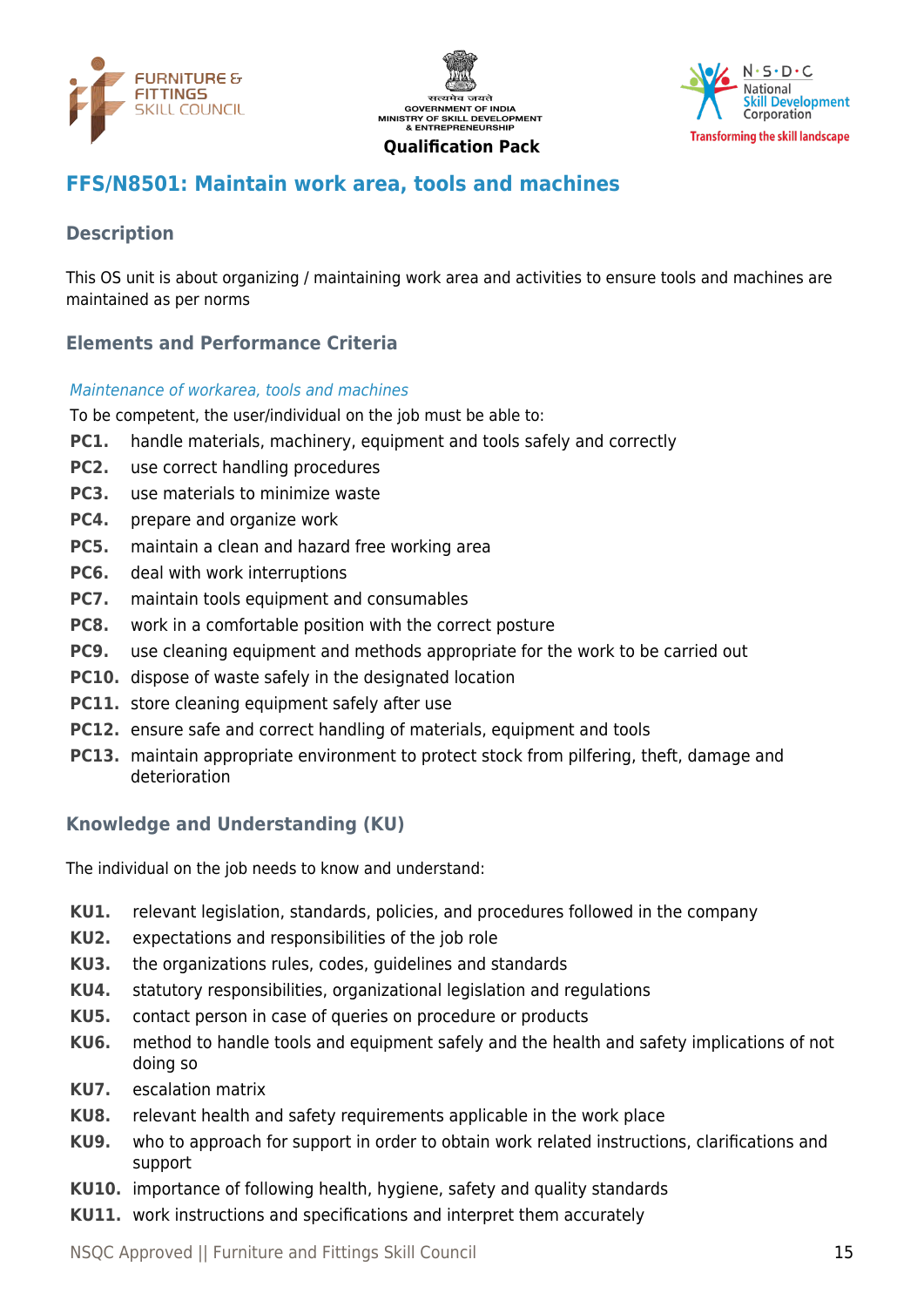## FFS/N8501: Maintain work area, tools and machines

### Description

This OS unit is about organizing / maintaining work area and activities to ensure tools and machines are maintained as per norms

### Elements and Performance Criteria

*Maintenance of workarea, tools and machines*

To be competent, the user/individual on the job must be able to:

- **PC1.** handle materials, machinery, equipment and tools safely and correctly
- **PC2.** use correct handling procedures
- **PC3.** use materials to minimize waste
- **PC4.** prepare and organize work
- **PC5.** maintain a clean and hazard free working area
- **PC6.** deal with work interruptions
- **PC7.** maintain tools equipment and consumables
- **PC8.** work in a comfortable position with the correct posture
- **PC9.** use cleaning equipment and methods appropriate for the work to be carried out
- **PC10.** dispose of waste safely in the designated location
- **PC11.** store cleaning equipment safely after use
- **PC12.** ensure safe and correct handling of materials, equipment and tools
- **PC13.** maintain appropriate environment to protect stock from pilfering, theft, damage and deterioration

### Knowledge and Understanding (KU)

The individual on the job needs to know and understand:

- **KU1.** relevant legislation, standards, policies, and procedures followed in the company
- **KU2.** expectations and responsibilities of the job role
- **KU3.** the organizations rules, codes, guidelines and standards
- **KU4.** statutory responsibilities, organizational legislation and regulations
- **KU5.** contact person in case of queries on procedure or products
- **KU6.** method to handle tools and equipment safely and the health and safety implications of not doing so
- **KU7.** escalation matrix
- **KU8.** relevant health and safety requirements applicable in the work place
- **KU9.** who to approach for support in order to obtain work related instructions, clarifications and support
- **KU10.** importance of following health, hygiene, safety and quality standards
- **KU11.** work instructions and specifications and interpret them accurately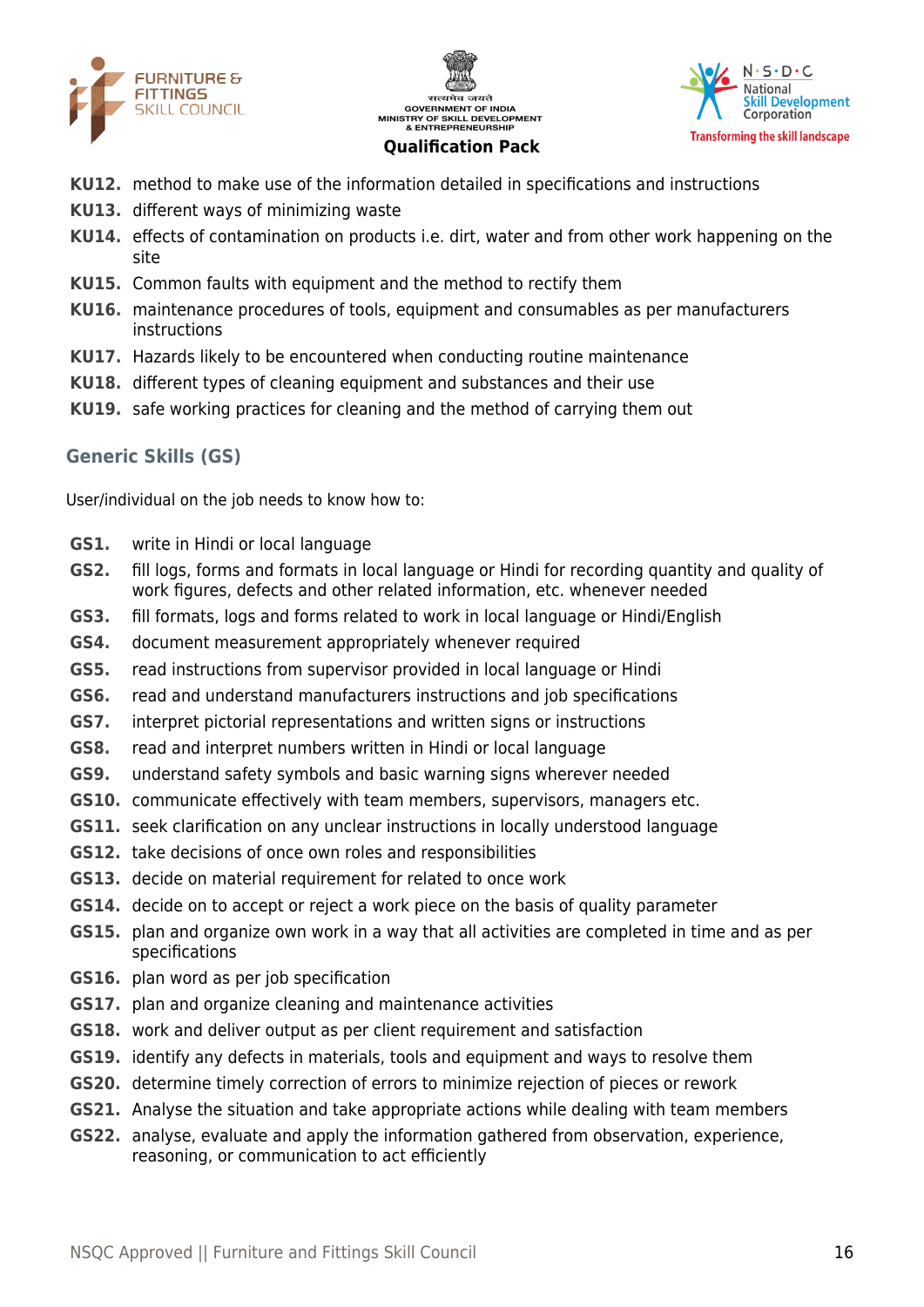**KU12.** method to make use of the information detailed in specifications and instructions
**KU13.** different ways of minimizing waste
**KU14.** effects of contamination on products i.e. dirt, water and from other work happening on the site
**KU15.** Common faults with equipment and the method to rectify them
**KU16.** maintenance procedures of tools, equipment and consumables as per manufacturers instructions
**KU17.** Hazards likely to be encountered when conducting routine maintenance
**KU18.** different types of cleaning equipment and substances and their use
**KU19.** safe working practices for cleaning and the method of carrying them out

## Generic Skills (GS)

User/individual on the job needs to know how to:

**GS1.** write in Hindi or local language
**GS2.** fill logs, forms and formats in local language or Hindi for recording quantity and quality of work figures, defects and other related information, etc. whenever needed
**GS3.** fill formats, logs and forms related to work in local language or Hindi/English
**GS4.** document measurement appropriately whenever required
**GS5.** read instructions from supervisor provided in local language or Hindi
**GS6.** read and understand manufacturers instructions and job specifications
**GS7.** interpret pictorial representations and written signs or instructions
**GS8.** read and interpret numbers written in Hindi or local language
**GS9.** understand safety symbols and basic warning signs wherever needed
**GS10.** communicate effectively with team members, supervisors, managers etc.
**GS11.** seek clarification on any unclear instructions in locally understood language
**GS12.** take decisions of once own roles and responsibilities
**GS13.** decide on material requirement for related to once work
**GS14.** decide on to accept or reject a work piece on the basis of quality parameter
**GS15.** plan and organize own work in a way that all activities are completed in time and as per specifications
**GS16.** plan word as per job specification
**GS17.** plan and organize cleaning and maintenance activities
**GS18.** work and deliver output as per client requirement and satisfaction
**GS19.** identify any defects in materials, tools and equipment and ways to resolve them
**GS20.** determine timely correction of errors to minimize rejection of pieces or rework
**GS21.** Analyse the situation and take appropriate actions while dealing with team members
**GS22.** analyse, evaluate and apply the information gathered from observation, experience, reasoning, or communication to act efficiently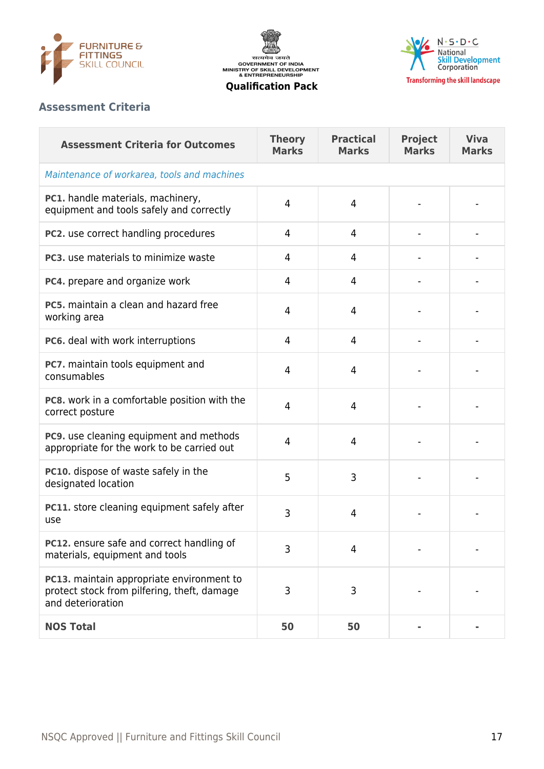## Assessment Criteria

| Assessment Criteria for Outcomes | Theory Marks | Practical Marks | Project Marks | Viva Marks |
|---|---|---|---|---|
| *Maintenance of workarea, tools and machines* | | | | |
| **PC1.** handle materials, machinery, equipment and tools safely and correctly | 4 | 4 | - | - |
| **PC2.** use correct handling procedures | 4 | 4 | - | - |
| **PC3.** use materials to minimize waste | 4 | 4 | - | - |
| **PC4.** prepare and organize work | 4 | 4 | - | - |
| **PC5.** maintain a clean and hazard free working area | 4 | 4 | - | - |
| **PC6.** deal with work interruptions | 4 | 4 | - | - |
| **PC7.** maintain tools equipment and consumables | 4 | 4 | - | - |
| **PC8.** work in a comfortable position with the correct posture | 4 | 4 | - | - |
| **PC9.** use cleaning equipment and methods appropriate for the work to be carried out | 4 | 4 | - | - |
| **PC10.** dispose of waste safely in the designated location | 5 | 3 | - | - |
| **PC11.** store cleaning equipment safely after use | 3 | 4 | - | - |
| **PC12.** ensure safe and correct handling of materials, equipment and tools | 3 | 4 | - | - |
| **PC13.** maintain appropriate environment to protect stock from pilfering, theft, damage and deterioration | 3 | 3 | - | - |
| **NOS Total** | **50** | **50** | **-** | **-** |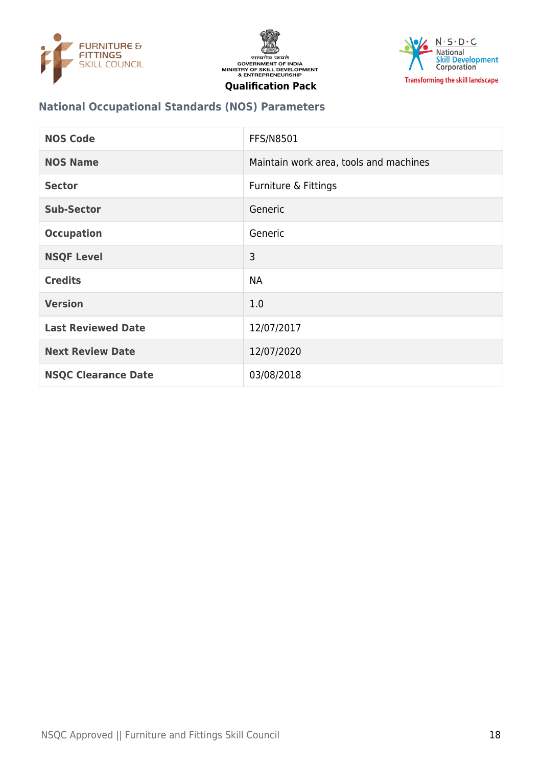## National Occupational Standards (NOS) Parameters

| NOS Code | FFS/N8501 |
|---|---|
| NOS Name | Maintain work area, tools and machines |
| Sector | Furniture & Fittings |
| Sub-Sector | Generic |
| Occupation | Generic |
| NSQF Level | 3 |
| Credits | NA |
| Version | 1.0 |
| Last Reviewed Date | 12/07/2017 |
| Next Review Date | 12/07/2020 |
| NSQC Clearance Date | 03/08/2018 |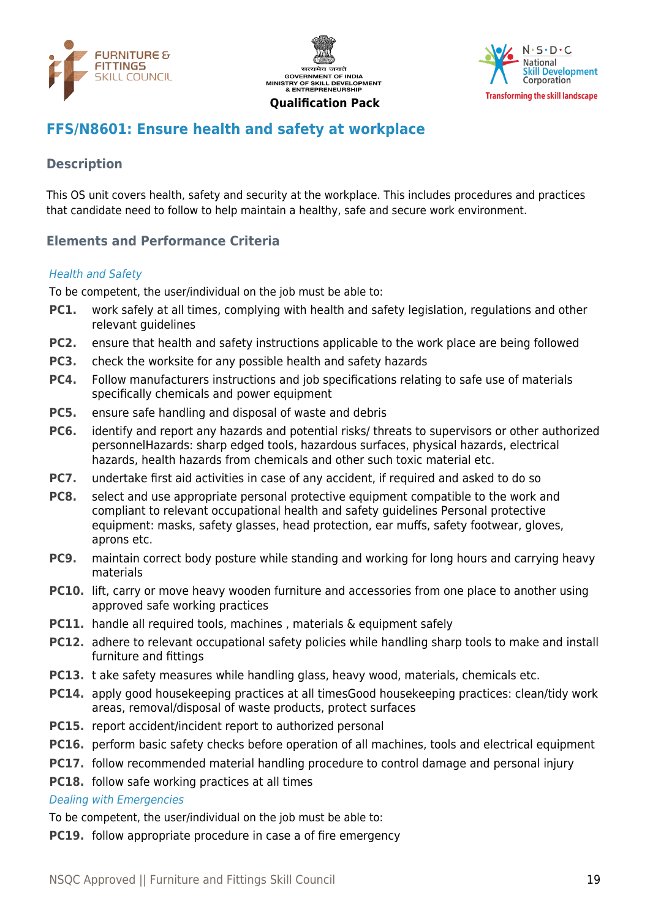## FFS/N8601: Ensure health and safety at workplace

### Description

This OS unit covers health, safety and security at the workplace. This includes procedures and practices that candidate need to follow to help maintain a healthy, safe and secure work environment.

### Elements and Performance Criteria

*Health and Safety*

To be competent, the user/individual on the job must be able to:

**PC1.** work safely at all times, complying with health and safety legislation, regulations and other relevant guidelines

**PC2.** ensure that health and safety instructions applicable to the work place are being followed

**PC3.** check the worksite for any possible health and safety hazards

**PC4.** Follow manufacturers instructions and job specifications relating to safe use of materials specifically chemicals and power equipment

**PC5.** ensure safe handling and disposal of waste and debris

**PC6.** identify and report any hazards and potential risks/ threats to supervisors or other authorized personnelHazards: sharp edged tools, hazardous surfaces, physical hazards, electrical hazards, health hazards from chemicals and other such toxic material etc.

**PC7.** undertake first aid activities in case of any accident, if required and asked to do so

**PC8.** select and use appropriate personal protective equipment compatible to the work and compliant to relevant occupational health and safety guidelines Personal protective equipment: masks, safety glasses, head protection, ear muffs, safety footwear, gloves, aprons etc.

**PC9.** maintain correct body posture while standing and working for long hours and carrying heavy materials

**PC10.** lift, carry or move heavy wooden furniture and accessories from one place to another using approved safe working practices

**PC11.** handle all required tools, machines , materials & equipment safely

**PC12.** adhere to relevant occupational safety policies while handling sharp tools to make and install furniture and fittings

**PC13.** t ake safety measures while handling glass, heavy wood, materials, chemicals etc.

**PC14.** apply good housekeeping practices at all timesGood housekeeping practices: clean/tidy work areas, removal/disposal of waste products, protect surfaces

**PC15.** report accident/incident report to authorized personal

**PC16.** perform basic safety checks before operation of all machines, tools and electrical equipment

**PC17.** follow recommended material handling procedure to control damage and personal injury

**PC18.** follow safe working practices at all times

*Dealing with Emergencies*

To be competent, the user/individual on the job must be able to:

**PC19.** follow appropriate procedure in case a of fire emergency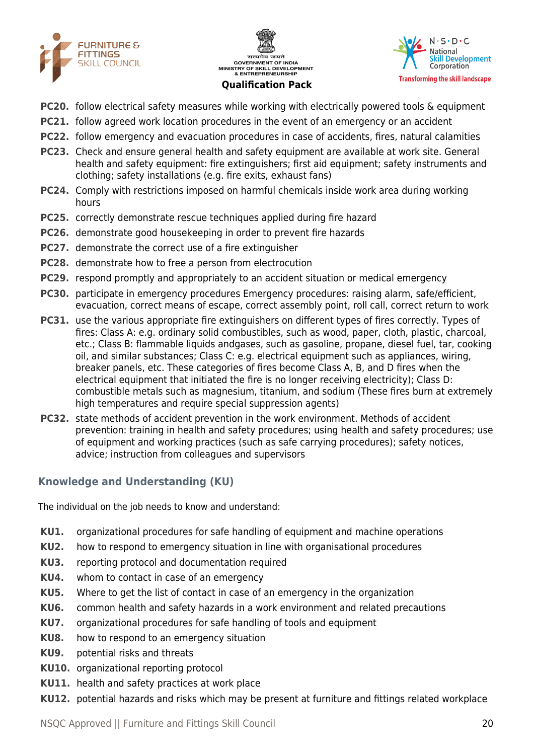**PC20.** follow electrical safety measures while working with electrically powered tools & equipment

**PC21.** follow agreed work location procedures in the event of an emergency or an accident

**PC22.** follow emergency and evacuation procedures in case of accidents, fires, natural calamities

**PC23.** Check and ensure general health and safety equipment are available at work site. General health and safety equipment: fire extinguishers; first aid equipment; safety instruments and clothing; safety installations (e.g. fire exits, exhaust fans)

**PC24.** Comply with restrictions imposed on harmful chemicals inside work area during working hours

**PC25.** correctly demonstrate rescue techniques applied during fire hazard

**PC26.** demonstrate good housekeeping in order to prevent fire hazards

**PC27.** demonstrate the correct use of a fire extinguisher

**PC28.** demonstrate how to free a person from electrocution

**PC29.** respond promptly and appropriately to an accident situation or medical emergency

**PC30.** participate in emergency procedures Emergency procedures: raising alarm, safe/efficient, evacuation, correct means of escape, correct assembly point, roll call, correct return to work

**PC31.** use the various appropriate fire extinguishers on different types of fires correctly. Types of fires: Class A: e.g. ordinary solid combustibles, such as wood, paper, cloth, plastic, charcoal, etc.; Class B: flammable liquids andgases, such as gasoline, propane, diesel fuel, tar, cooking oil, and similar substances; Class C: e.g. electrical equipment such as appliances, wiring, breaker panels, etc. These categories of fires become Class A, B, and D fires when the electrical equipment that initiated the fire is no longer receiving electricity); Class D: combustible metals such as magnesium, titanium, and sodium (These fires burn at extremely high temperatures and require special suppression agents)

**PC32.** state methods of accident prevention in the work environment. Methods of accident prevention: training in health and safety procedures; using health and safety procedures; use of equipment and working practices (such as safe carrying procedures); safety notices, advice; instruction from colleagues and supervisors

## Knowledge and Understanding (KU)

The individual on the job needs to know and understand:

**KU1.** organizational procedures for safe handling of equipment and machine operations

**KU2.** how to respond to emergency situation in line with organisational procedures

**KU3.** reporting protocol and documentation required

**KU4.** whom to contact in case of an emergency

**KU5.** Where to get the list of contact in case of an emergency in the organization

**KU6.** common health and safety hazards in a work environment and related precautions

**KU7.** organizational procedures for safe handling of tools and equipment

**KU8.** how to respond to an emergency situation

**KU9.** potential risks and threats

**KU10.** organizational reporting protocol

**KU11.** health and safety practices at work place

**KU12.** potential hazards and risks which may be present at furniture and fittings related workplace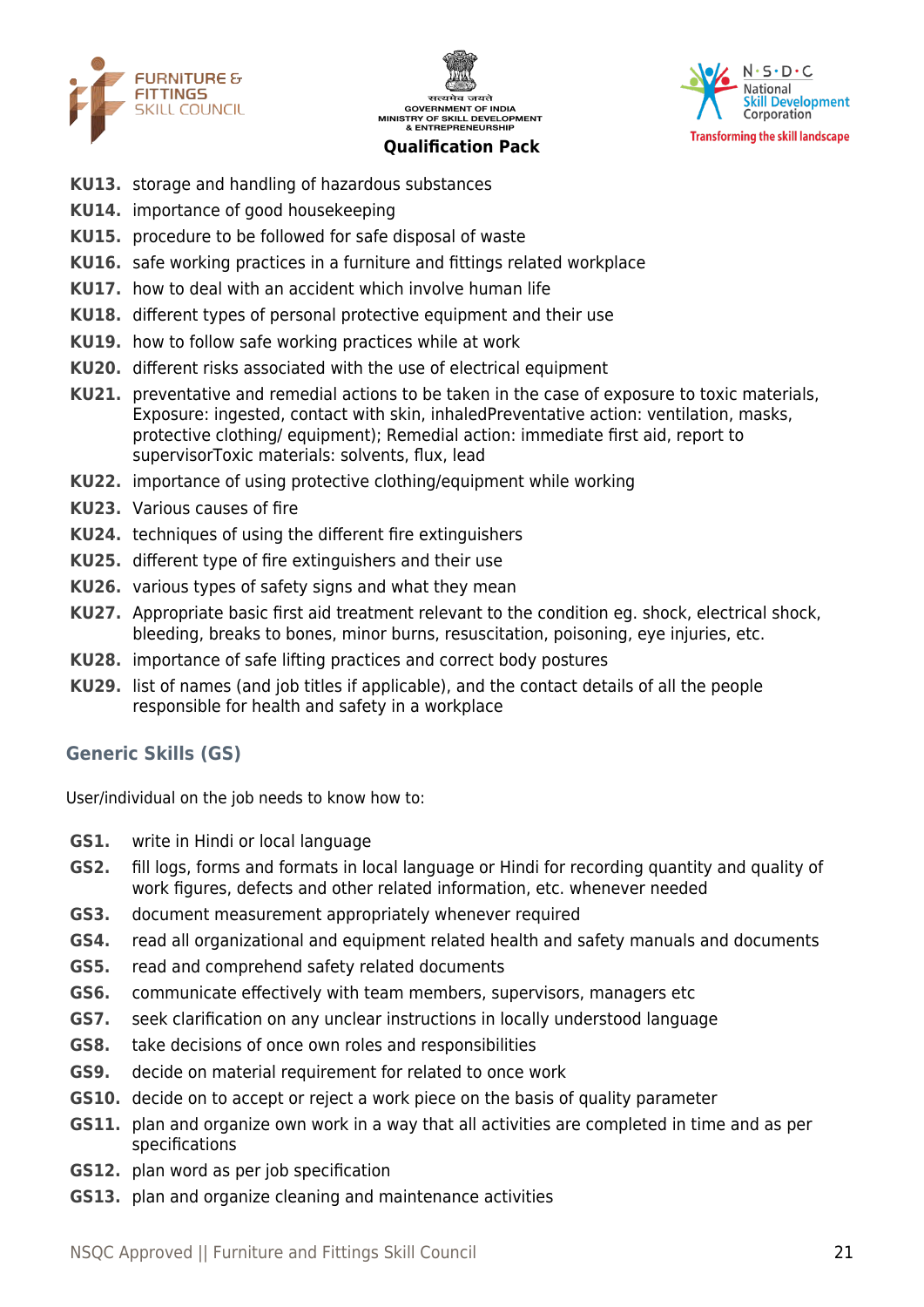**KU13.** storage and handling of hazardous substances

**KU14.** importance of good housekeeping

**KU15.** procedure to be followed for safe disposal of waste

**KU16.** safe working practices in a furniture and fittings related workplace

**KU17.** how to deal with an accident which involve human life

**KU18.** different types of personal protective equipment and their use

**KU19.** how to follow safe working practices while at work

**KU20.** different risks associated with the use of electrical equipment

**KU21.** preventative and remedial actions to be taken in the case of exposure to toxic materials, Exposure: ingested, contact with skin, inhaledPreventative action: ventilation, masks, protective clothing/ equipment); Remedial action: immediate first aid, report to supervisorToxic materials: solvents, flux, lead

**KU22.** importance of using protective clothing/equipment while working

**KU23.** Various causes of fire

**KU24.** techniques of using the different fire extinguishers

**KU25.** different type of fire extinguishers and their use

**KU26.** various types of safety signs and what they mean

**KU27.** Appropriate basic first aid treatment relevant to the condition eg. shock, electrical shock, bleeding, breaks to bones, minor burns, resuscitation, poisoning, eye injuries, etc.

**KU28.** importance of safe lifting practices and correct body postures

**KU29.** list of names (and job titles if applicable), and the contact details of all the people responsible for health and safety in a workplace

## Generic Skills (GS)

User/individual on the job needs to know how to:

**GS1.** write in Hindi or local language

**GS2.** fill logs, forms and formats in local language or Hindi for recording quantity and quality of work figures, defects and other related information, etc. whenever needed

**GS3.** document measurement appropriately whenever required

**GS4.** read all organizational and equipment related health and safety manuals and documents

**GS5.** read and comprehend safety related documents

**GS6.** communicate effectively with team members, supervisors, managers etc

**GS7.** seek clarification on any unclear instructions in locally understood language

**GS8.** take decisions of once own roles and responsibilities

**GS9.** decide on material requirement for related to once work

**GS10.** decide on to accept or reject a work piece on the basis of quality parameter

**GS11.** plan and organize own work in a way that all activities are completed in time and as per specifications

**GS12.** plan word as per job specification

**GS13.** plan and organize cleaning and maintenance activities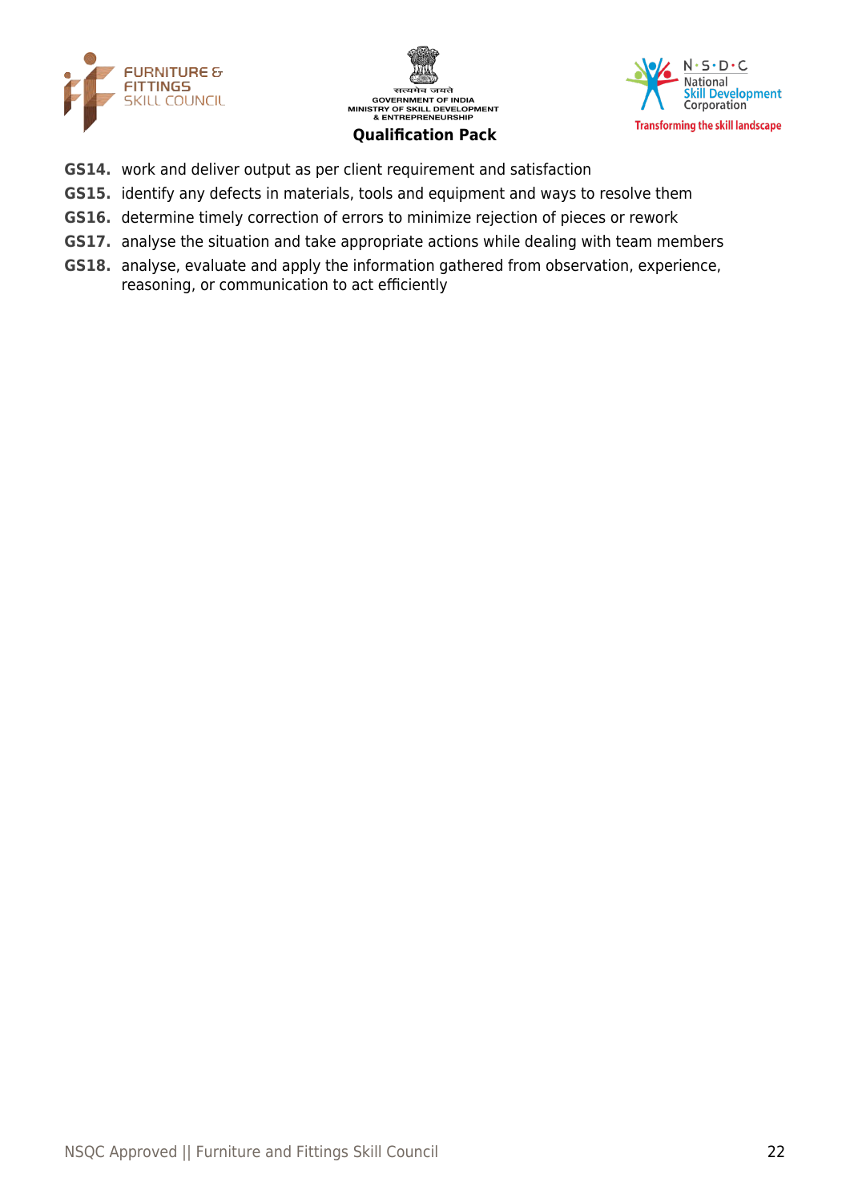**GS14.** work and deliver output as per client requirement and satisfaction

**GS15.** identify any defects in materials, tools and equipment and ways to resolve them

**GS16.** determine timely correction of errors to minimize rejection of pieces or rework

**GS17.** analyse the situation and take appropriate actions while dealing with team members

**GS18.** analyse, evaluate and apply the information gathered from observation, experience, reasoning, or communication to act efficiently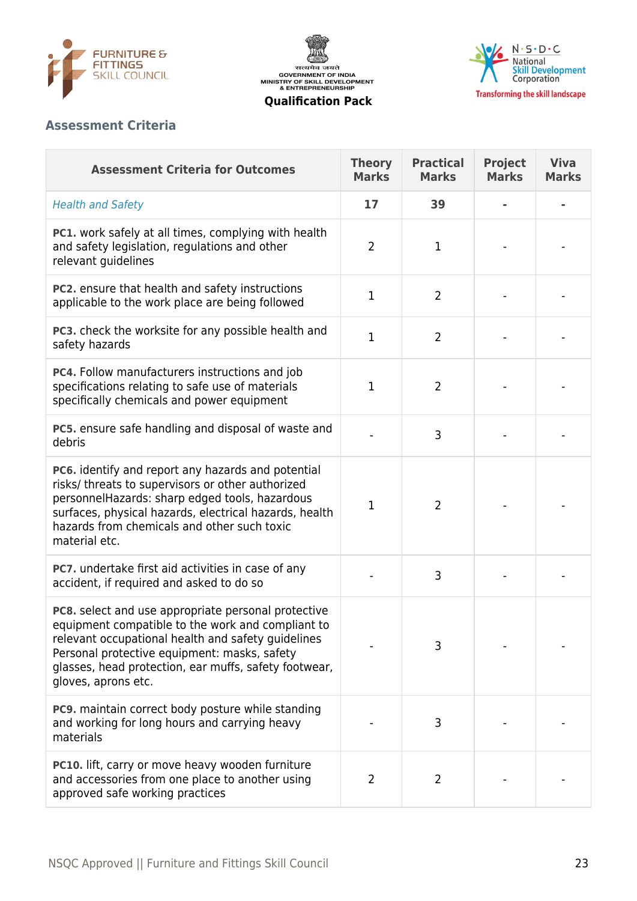## Assessment Criteria

| Assessment Criteria for Outcomes | Theory Marks | Practical Marks | Project Marks | Viva Marks |
|---|---|---|---|---|
| *Health and Safety* | **17** | **39** | **-** | **-** |
| **PC1.** work safely at all times, complying with health and safety legislation, regulations and other relevant guidelines | 2 | 1 | - | - |
| **PC2.** ensure that health and safety instructions applicable to the work place are being followed | 1 | 2 | - | - |
| **PC3.** check the worksite for any possible health and safety hazards | 1 | 2 | - | - |
| **PC4.** Follow manufacturers instructions and job specifications relating to safe use of materials specifically chemicals and power equipment | 1 | 2 | - | - |
| **PC5.** ensure safe handling and disposal of waste and debris | - | 3 | - | - |
| **PC6.** identify and report any hazards and potential risks/ threats to supervisors or other authorized personnelHazards: sharp edged tools, hazardous surfaces, physical hazards, electrical hazards, health hazards from chemicals and other such toxic material etc. | 1 | 2 | - | - |
| **PC7.** undertake first aid activities in case of any accident, if required and asked to do so | - | 3 | - | - |
| **PC8.** select and use appropriate personal protective equipment compatible to the work and compliant to relevant occupational health and safety guidelines Personal protective equipment: masks, safety glasses, head protection, ear muffs, safety footwear, gloves, aprons etc. | - | 3 | - | - |
| **PC9.** maintain correct body posture while standing and working for long hours and carrying heavy materials | - | 3 | - | - |
| **PC10.** lift, carry or move heavy wooden furniture and accessories from one place to another using approved safe working practices | 2 | 2 | - | - |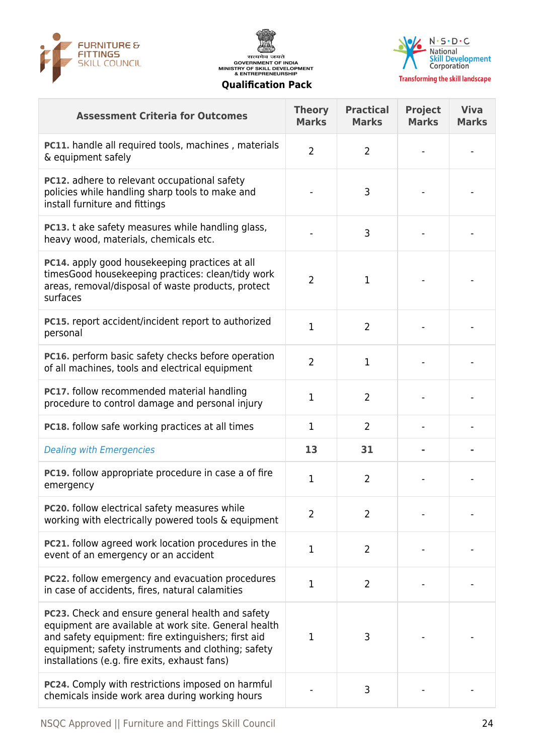| Assessment Criteria for Outcomes | Theory Marks | Practical Marks | Project Marks | Viva Marks |
| --- | --- | --- | --- | --- |
| **PC11.** handle all required tools, machines , materials & equipment safely | 2 | 2 | - | - |
| **PC12.** adhere to relevant occupational safety policies while handling sharp tools to make and install furniture and fittings | - | 3 | - | - |
| **PC13.** t ake safety measures while handling glass, heavy wood, materials, chemicals etc. | - | 3 | - | - |
| **PC14.** apply good housekeeping practices at all timesGood housekeeping practices: clean/tidy work areas, removal/disposal of waste products, protect surfaces | 2 | 1 | - | - |
| **PC15.** report accident/incident report to authorized personal | 1 | 2 | - | - |
| **PC16.** perform basic safety checks before operation of all machines, tools and electrical equipment | 2 | 1 | - | - |
| **PC17.** follow recommended material handling procedure to control damage and personal injury | 1 | 2 | - | - |
| **PC18.** follow safe working practices at all times | 1 | 2 | - | - |
| *Dealing with Emergencies* | **13** | **31** | **-** | **-** |
| **PC19.** follow appropriate procedure in case a of fire emergency | 1 | 2 | - | - |
| **PC20.** follow electrical safety measures while working with electrically powered tools & equipment | 2 | 2 | - | - |
| **PC21.** follow agreed work location procedures in the event of an emergency or an accident | 1 | 2 | - | - |
| **PC22.** follow emergency and evacuation procedures in case of accidents, fires, natural calamities | 1 | 2 | - | - |
| **PC23.** Check and ensure general health and safety equipment are available at work site. General health and safety equipment: fire extinguishers; first aid equipment; safety instruments and clothing; safety installations (e.g. fire exits, exhaust fans) | 1 | 3 | - | - |
| **PC24.** Comply with restrictions imposed on harmful chemicals inside work area during working hours | - | 3 | - | - |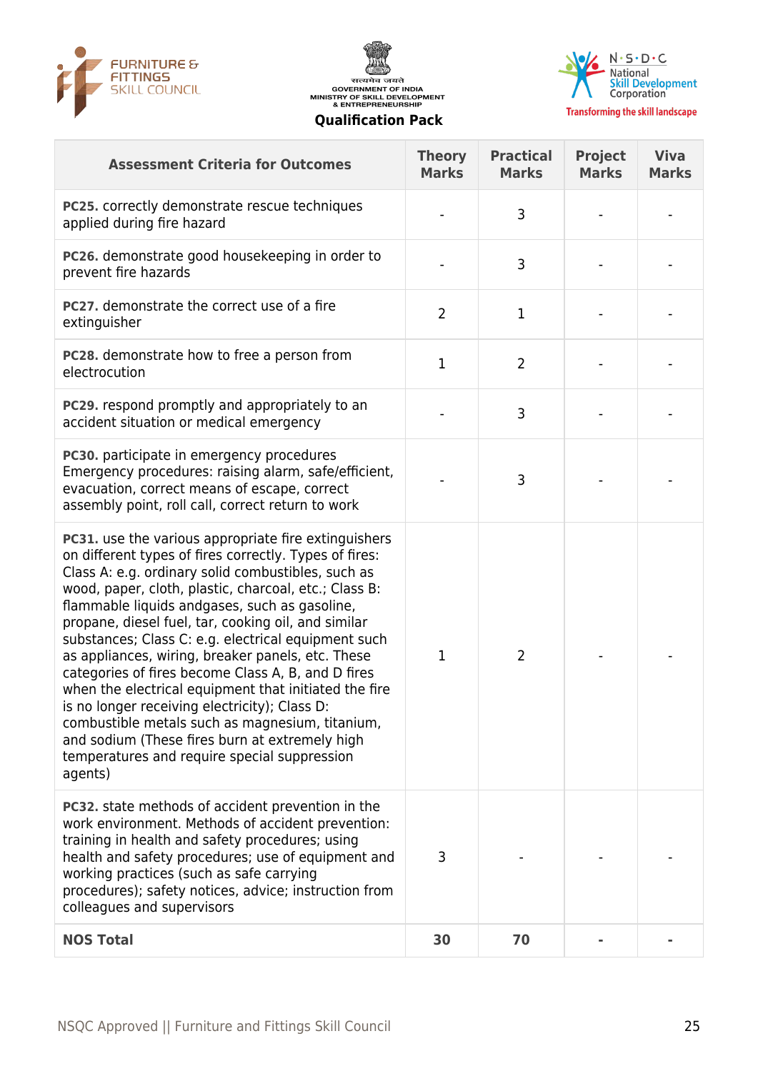| Assessment Criteria for Outcomes | Theory Marks | Practical Marks | Project Marks | Viva Marks |
|---|---|---|---|---|
| **PC25.** correctly demonstrate rescue techniques applied during fire hazard | - | 3 | - | - |
| **PC26.** demonstrate good housekeeping in order to prevent fire hazards | - | 3 | - | - |
| **PC27.** demonstrate the correct use of a fire extinguisher | 2 | 1 | - | - |
| **PC28.** demonstrate how to free a person from electrocution | 1 | 2 | - | - |
| **PC29.** respond promptly and appropriately to an accident situation or medical emergency | - | 3 | - | - |
| **PC30.** participate in emergency procedures Emergency procedures: raising alarm, safe/efficient, evacuation, correct means of escape, correct assembly point, roll call, correct return to work | - | 3 | - | - |
| **PC31.** use the various appropriate fire extinguishers on different types of fires correctly. Types of fires: Class A: e.g. ordinary solid combustibles, such as wood, paper, cloth, plastic, charcoal, etc.; Class B: flammable liquids andgases, such as gasoline, propane, diesel fuel, tar, cooking oil, and similar substances; Class C: e.g. electrical equipment such as appliances, wiring, breaker panels, etc. These categories of fires become Class A, B, and D fires when the electrical equipment that initiated the fire is no longer receiving electricity); Class D: combustible metals such as magnesium, titanium, and sodium (These fires burn at extremely high temperatures and require special suppression agents) | 1 | 2 | - | - |
| **PC32.** state methods of accident prevention in the work environment. Methods of accident prevention: training in health and safety procedures; using health and safety procedures; use of equipment and working practices (such as safe carrying procedures); safety notices, advice; instruction from colleagues and supervisors | 3 | - | - | - |
| **NOS Total** | **30** | **70** | **-** | **-** |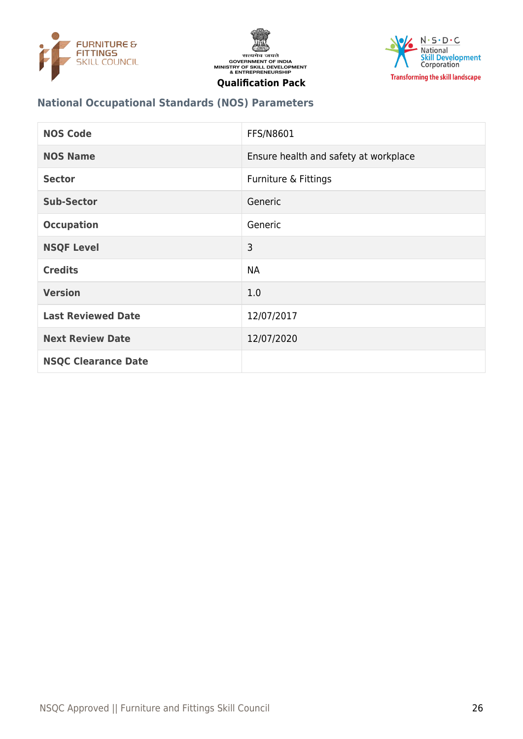## National Occupational Standards (NOS) Parameters

| NOS Code | FFS/N8601 |
|---|---|
| NOS Name | Ensure health and safety at workplace |
| Sector | Furniture & Fittings |
| Sub-Sector | Generic |
| Occupation | Generic |
| NSQF Level | 3 |
| Credits | NA |
| Version | 1.0 |
| Last Reviewed Date | 12/07/2017 |
| Next Review Date | 12/07/2020 |
| NSQC Clearance Date | |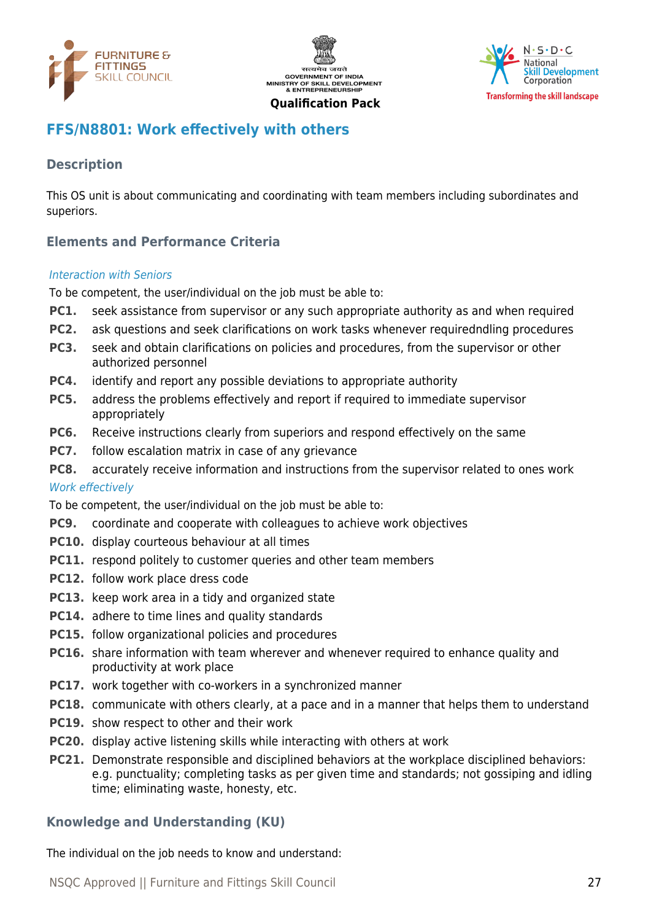## FFS/N8801: Work effectively with others

### Description

This OS unit is about communicating and coordinating with team members including subordinates and superiors.

### Elements and Performance Criteria

*Interaction with Seniors*

To be competent, the user/individual on the job must be able to:

**PC1.** seek assistance from supervisor or any such appropriate authority as and when required

**PC2.** ask questions and seek clarifications on work tasks whenever requiredndling procedures

**PC3.** seek and obtain clarifications on policies and procedures, from the supervisor or other authorized personnel

**PC4.** identify and report any possible deviations to appropriate authority

**PC5.** address the problems effectively and report if required to immediate supervisor appropriately

**PC6.** Receive instructions clearly from superiors and respond effectively on the same

**PC7.** follow escalation matrix in case of any grievance

**PC8.** accurately receive information and instructions from the supervisor related to ones work

*Work effectively*

To be competent, the user/individual on the job must be able to:

**PC9.** coordinate and cooperate with colleagues to achieve work objectives

**PC10.** display courteous behaviour at all times

**PC11.** respond politely to customer queries and other team members

**PC12.** follow work place dress code

**PC13.** keep work area in a tidy and organized state

**PC14.** adhere to time lines and quality standards

**PC15.** follow organizational policies and procedures

**PC16.** share information with team wherever and whenever required to enhance quality and productivity at work place

**PC17.** work together with co-workers in a synchronized manner

**PC18.** communicate with others clearly, at a pace and in a manner that helps them to understand

**PC19.** show respect to other and their work

**PC20.** display active listening skills while interacting with others at work

**PC21.** Demonstrate responsible and disciplined behaviors at the workplace disciplined behaviors: e.g. punctuality; completing tasks as per given time and standards; not gossiping and idling time; eliminating waste, honesty, etc.

### Knowledge and Understanding (KU)

The individual on the job needs to know and understand: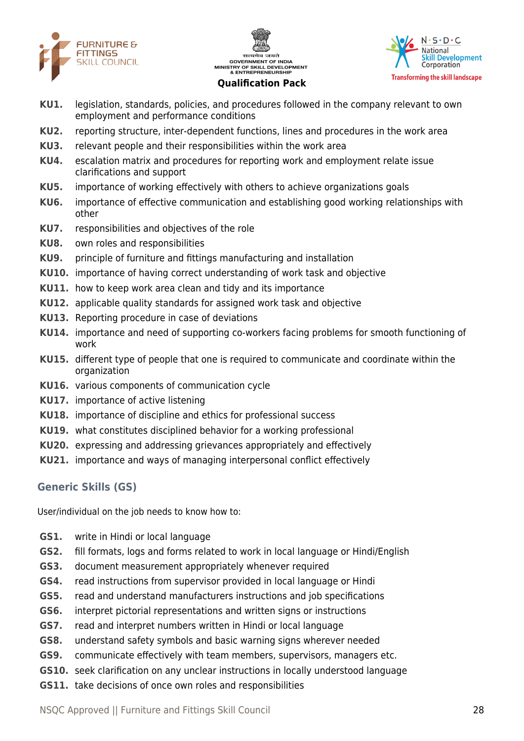**KU1.** legislation, standards, policies, and procedures followed in the company relevant to own employment and performance conditions

**KU2.** reporting structure, inter-dependent functions, lines and procedures in the work area

**KU3.** relevant people and their responsibilities within the work area

**KU4.** escalation matrix and procedures for reporting work and employment relate issue clarifications and support

**KU5.** importance of working effectively with others to achieve organizations goals

**KU6.** importance of effective communication and establishing good working relationships with other

**KU7.** responsibilities and objectives of the role

**KU8.** own roles and responsibilities

**KU9.** principle of furniture and fittings manufacturing and installation

**KU10.** importance of having correct understanding of work task and objective

**KU11.** how to keep work area clean and tidy and its importance

**KU12.** applicable quality standards for assigned work task and objective

**KU13.** Reporting procedure in case of deviations

**KU14.** importance and need of supporting co-workers facing problems for smooth functioning of work

**KU15.** different type of people that one is required to communicate and coordinate within the organization

**KU16.** various components of communication cycle

**KU17.** importance of active listening

**KU18.** importance of discipline and ethics for professional success

**KU19.** what constitutes disciplined behavior for a working professional

**KU20.** expressing and addressing grievances appropriately and effectively

**KU21.** importance and ways of managing interpersonal conflict effectively

### Generic Skills (GS)

User/individual on the job needs to know how to:

**GS1.** write in Hindi or local language

**GS2.** fill formats, logs and forms related to work in local language or Hindi/English

**GS3.** document measurement appropriately whenever required

**GS4.** read instructions from supervisor provided in local language or Hindi

**GS5.** read and understand manufacturers instructions and job specifications

**GS6.** interpret pictorial representations and written signs or instructions

**GS7.** read and interpret numbers written in Hindi or local language

**GS8.** understand safety symbols and basic warning signs wherever needed

**GS9.** communicate effectively with team members, supervisors, managers etc.

**GS10.** seek clarification on any unclear instructions in locally understood language

**GS11.** take decisions of once own roles and responsibilities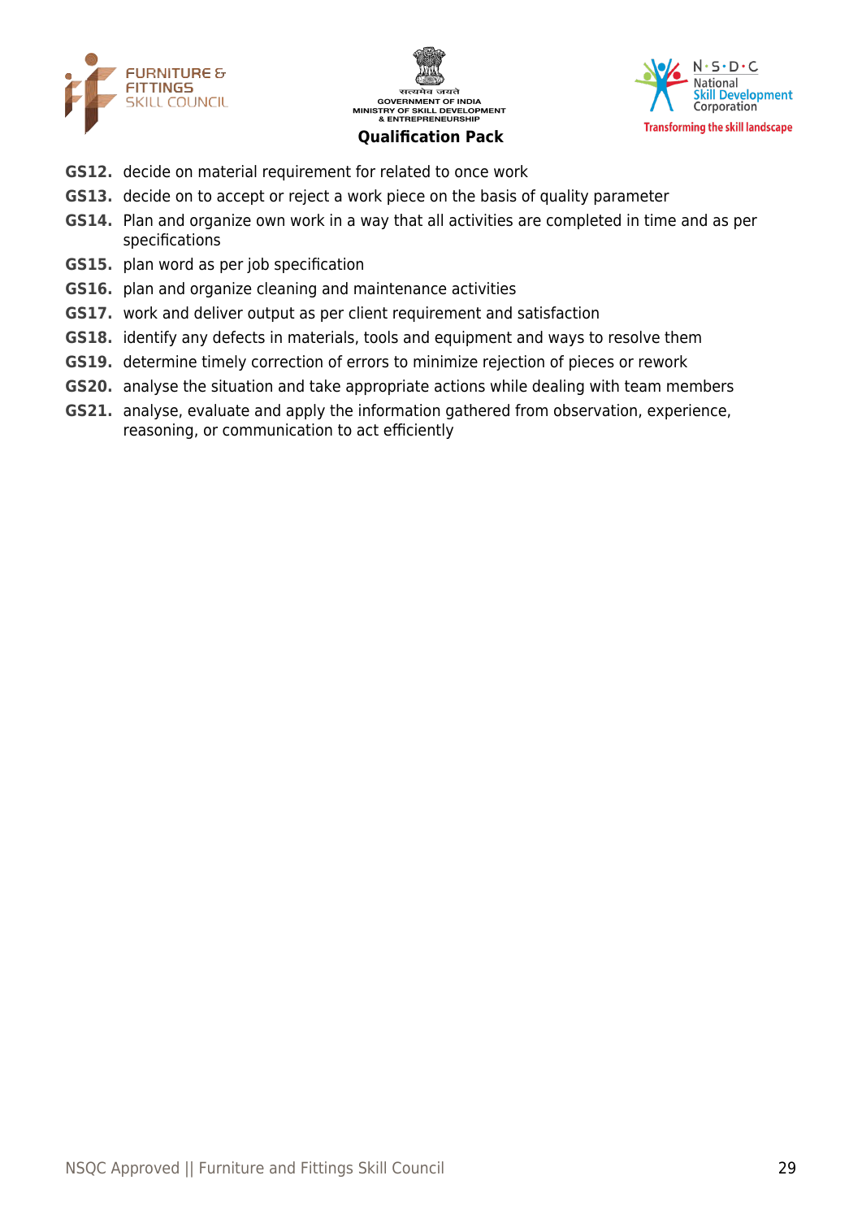**GS12.** decide on material requirement for related to once work

**GS13.** decide on to accept or reject a work piece on the basis of quality parameter

**GS14.** Plan and organize own work in a way that all activities are completed in time and as per specifications

**GS15.** plan word as per job specification

**GS16.** plan and organize cleaning and maintenance activities

**GS17.** work and deliver output as per client requirement and satisfaction

**GS18.** identify any defects in materials, tools and equipment and ways to resolve them

**GS19.** determine timely correction of errors to minimize rejection of pieces or rework

**GS20.** analyse the situation and take appropriate actions while dealing with team members

**GS21.** analyse, evaluate and apply the information gathered from observation, experience, reasoning, or communication to act efficiently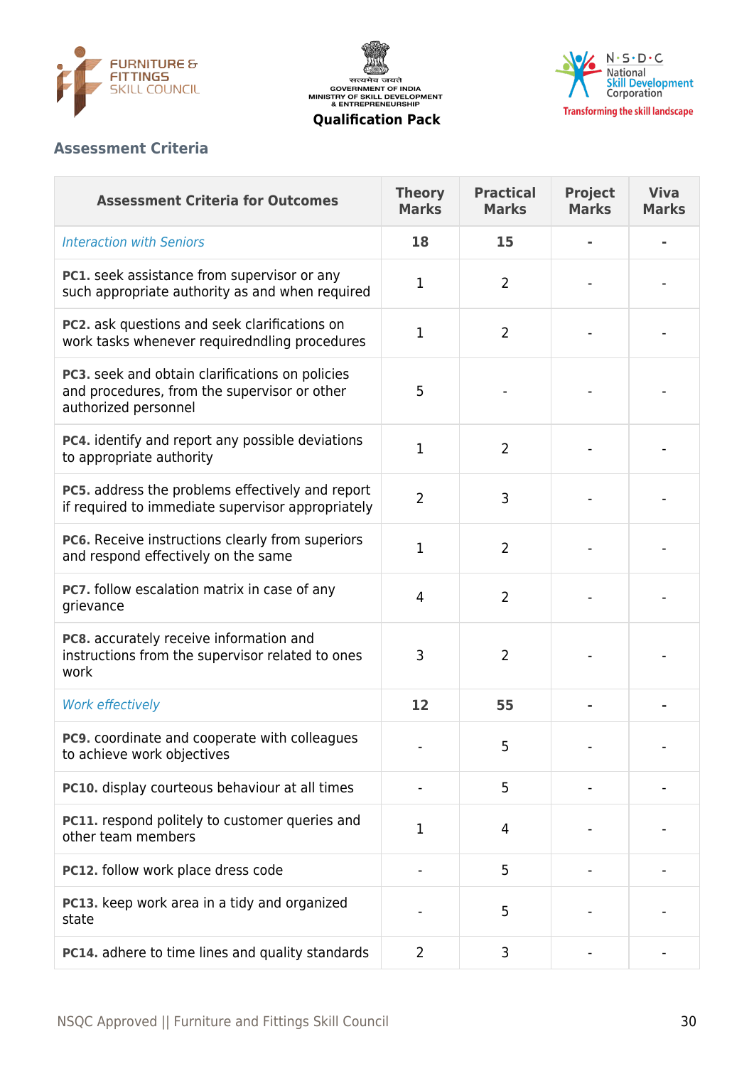## Assessment Criteria

| Assessment Criteria for Outcomes | Theory Marks | Practical Marks | Project Marks | Viva Marks |
|---|---|---|---|---|
| *Interaction with Seniors* | **18** | **15** | **-** | **-** |
| **PC1.** seek assistance from supervisor or any such appropriate authority as and when required | 1 | 2 | - | - |
| **PC2.** ask questions and seek clarifications on work tasks whenever requiredndling procedures | 1 | 2 | - | - |
| **PC3.** seek and obtain clarifications on policies and procedures, from the supervisor or other authorized personnel | 5 | - | - | - |
| **PC4.** identify and report any possible deviations to appropriate authority | 1 | 2 | - | - |
| **PC5.** address the problems effectively and report if required to immediate supervisor appropriately | 2 | 3 | - | - |
| **PC6.** Receive instructions clearly from superiors and respond effectively on the same | 1 | 2 | - | - |
| **PC7.** follow escalation matrix in case of any grievance | 4 | 2 | - | - |
| **PC8.** accurately receive information and instructions from the supervisor related to ones work | 3 | 2 | - | - |
| *Work effectively* | **12** | **55** | **-** | **-** |
| **PC9.** coordinate and cooperate with colleagues to achieve work objectives | - | 5 | - | - |
| **PC10.** display courteous behaviour at all times | - | 5 | - | - |
| **PC11.** respond politely to customer queries and other team members | 1 | 4 | - | - |
| **PC12.** follow work place dress code | - | 5 | - | - |
| **PC13.** keep work area in a tidy and organized state | - | 5 | - | - |
| **PC14.** adhere to time lines and quality standards | 2 | 3 | - | - |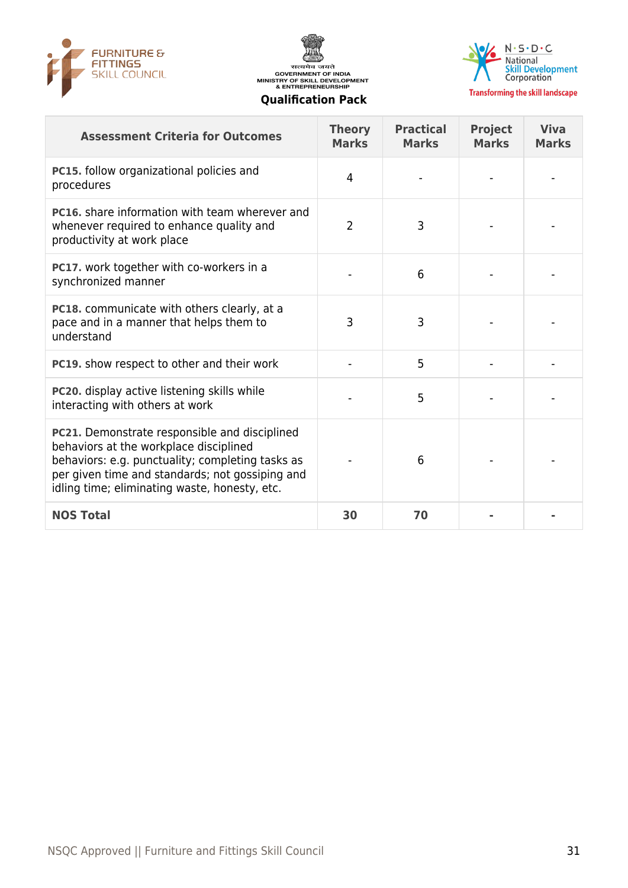| Assessment Criteria for Outcomes | Theory Marks | Practical Marks | Project Marks | Viva Marks |
|---|---|---|---|---|
| **PC15.** follow organizational policies and procedures | 4 | - | - | - |
| **PC16.** share information with team wherever and whenever required to enhance quality and productivity at work place | 2 | 3 | - | - |
| **PC17.** work together with co-workers in a synchronized manner | - | 6 | - | - |
| **PC18.** communicate with others clearly, at a pace and in a manner that helps them to understand | 3 | 3 | - | - |
| **PC19.** show respect to other and their work | - | 5 | - | - |
| **PC20.** display active listening skills while interacting with others at work | - | 5 | - | - |
| **PC21.** Demonstrate responsible and disciplined behaviors at the workplace disciplined behaviors: e.g. punctuality; completing tasks as per given time and standards; not gossiping and idling time; eliminating waste, honesty, etc. | - | 6 | - | - |
| **NOS Total** | **30** | **70** | **-** | **-** |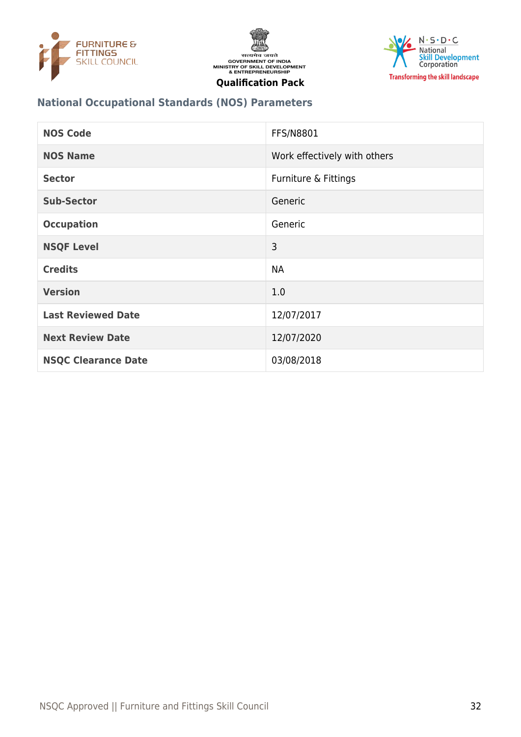## National Occupational Standards (NOS) Parameters

| NOS Code | FFS/N8801 |
|---|---|
| NOS Name | Work effectively with others |
| Sector | Furniture & Fittings |
| Sub-Sector | Generic |
| Occupation | Generic |
| NSQF Level | 3 |
| Credits | NA |
| Version | 1.0 |
| Last Reviewed Date | 12/07/2017 |
| Next Review Date | 12/07/2020 |
| NSQC Clearance Date | 03/08/2018 |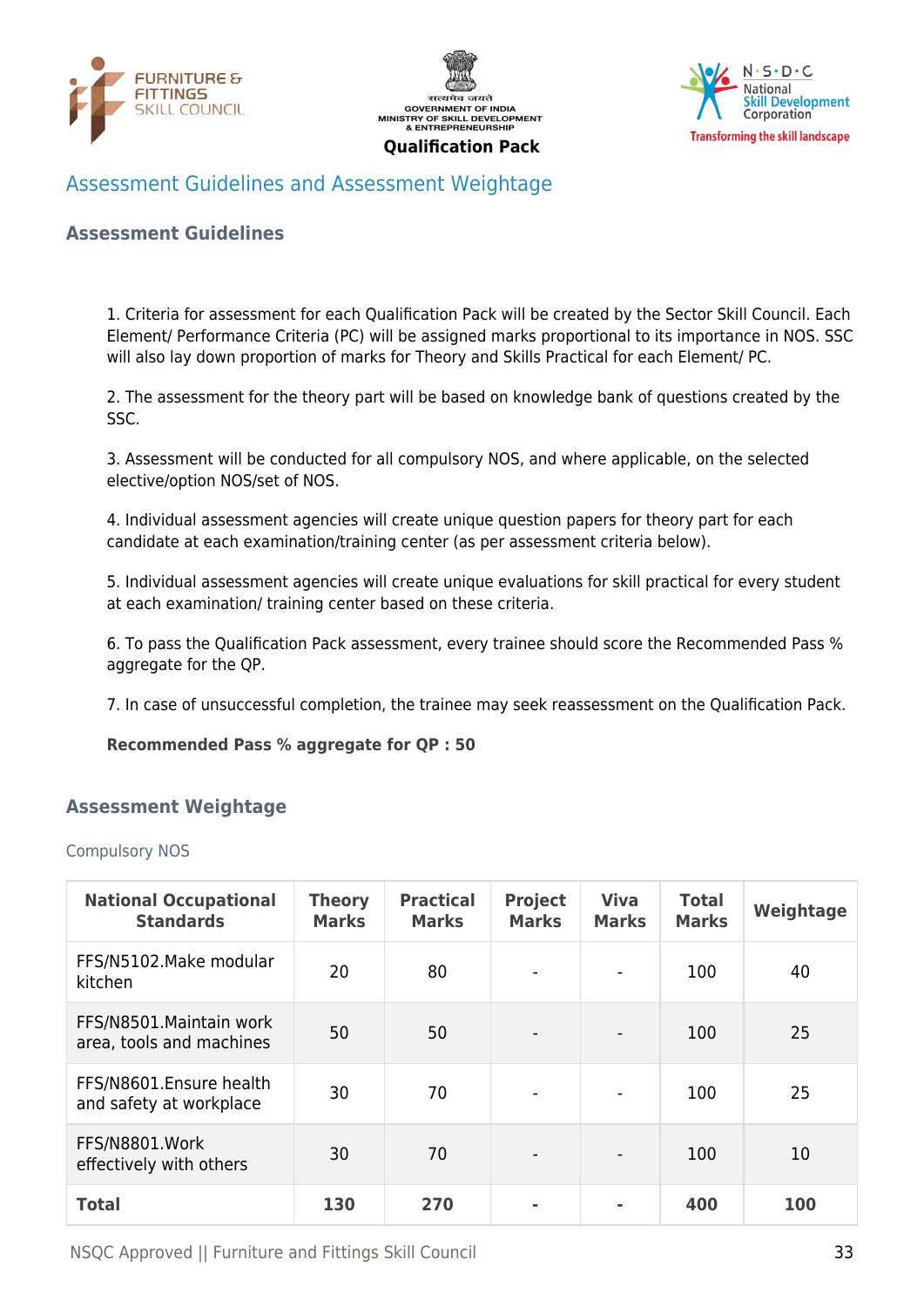## Assessment Guidelines and Assessment Weightage

### Assessment Guidelines

1. Criteria for assessment for each Qualification Pack will be created by the Sector Skill Council. Each Element/ Performance Criteria (PC) will be assigned marks proportional to its importance in NOS. SSC will also lay down proportion of marks for Theory and Skills Practical for each Element/ PC.

2. The assessment for the theory part will be based on knowledge bank of questions created by the SSC.

3. Assessment will be conducted for all compulsory NOS, and where applicable, on the selected elective/option NOS/set of NOS.

4. Individual assessment agencies will create unique question papers for theory part for each candidate at each examination/training center (as per assessment criteria below).

5. Individual assessment agencies will create unique evaluations for skill practical for every student at each examination/ training center based on these criteria.

6. To pass the Qualification Pack assessment, every trainee should score the Recommended Pass % aggregate for the QP.

7. In case of unsuccessful completion, the trainee may seek reassessment on the Qualification Pack.

**Recommended Pass % aggregate for QP : 50**

### Assessment Weightage

Compulsory NOS

| National Occupational Standards | Theory Marks | Practical Marks | Project Marks | Viva Marks | Total Marks | Weightage |
|---|---|---|---|---|---|---|
| FFS/N5102.Make modular kitchen | 20 | 80 | - | - | 100 | 40 |
| FFS/N8501.Maintain work area, tools and machines | 50 | 50 | - | - | 100 | 25 |
| FFS/N8601.Ensure health and safety at workplace | 30 | 70 | - | - | 100 | 25 |
| FFS/N8801.Work effectively with others | 30 | 70 | - | - | 100 | 10 |
| **Total** | **130** | **270** | **-** | **-** | **400** | **100** |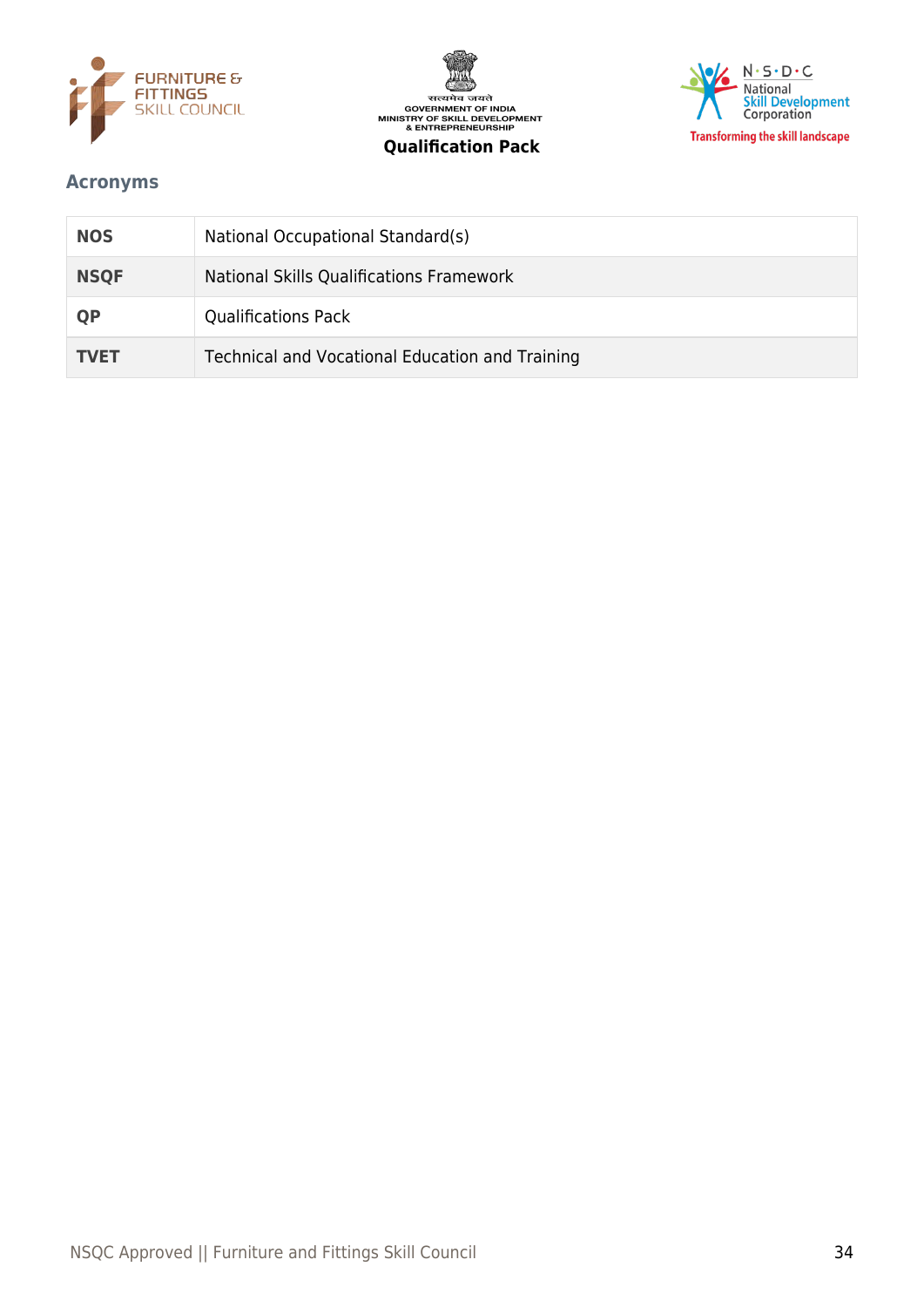## Acronyms

| | |
|---|---|
| **NOS** | National Occupational Standard(s) |
| **NSQF** | National Skills Qualifications Framework |
| **QP** | Qualifications Pack |
| **TVET** | Technical and Vocational Education and Training |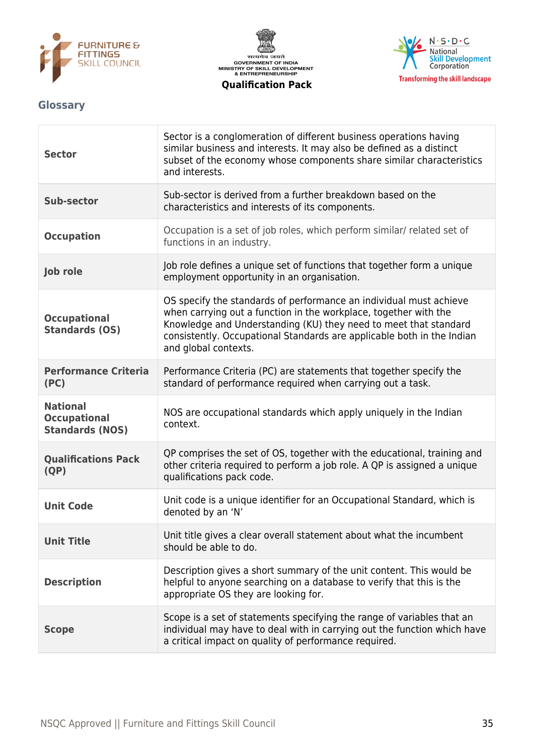## Glossary

| | |
|---|---|
| **Sector** | Sector is a conglomeration of different business operations having similar business and interests. It may also be defined as a distinct subset of the economy whose components share similar characteristics and interests. |
| **Sub-sector** | Sub-sector is derived from a further breakdown based on the characteristics and interests of its components. |
| **Occupation** | Occupation is a set of job roles, which perform similar/ related set of functions in an industry. |
| **Job role** | Job role defines a unique set of functions that together form a unique employment opportunity in an organisation. |
| **Occupational Standards (OS)** | OS specify the standards of performance an individual must achieve when carrying out a function in the workplace, together with the Knowledge and Understanding (KU) they need to meet that standard consistently. Occupational Standards are applicable both in the Indian and global contexts. |
| **Performance Criteria (PC)** | Performance Criteria (PC) are statements that together specify the standard of performance required when carrying out a task. |
| **National Occupational Standards (NOS)** | NOS are occupational standards which apply uniquely in the Indian context. |
| **Qualifications Pack (QP)** | QP comprises the set of OS, together with the educational, training and other criteria required to perform a job role. A QP is assigned a unique qualifications pack code. |
| **Unit Code** | Unit code is a unique identifier for an Occupational Standard, which is denoted by an 'N' |
| **Unit Title** | Unit title gives a clear overall statement about what the incumbent should be able to do. |
| **Description** | Description gives a short summary of the unit content. This would be helpful to anyone searching on a database to verify that this is the appropriate OS they are looking for. |
| **Scope** | Scope is a set of statements specifying the range of variables that an individual may have to deal with in carrying out the function which have a critical impact on quality of performance required. |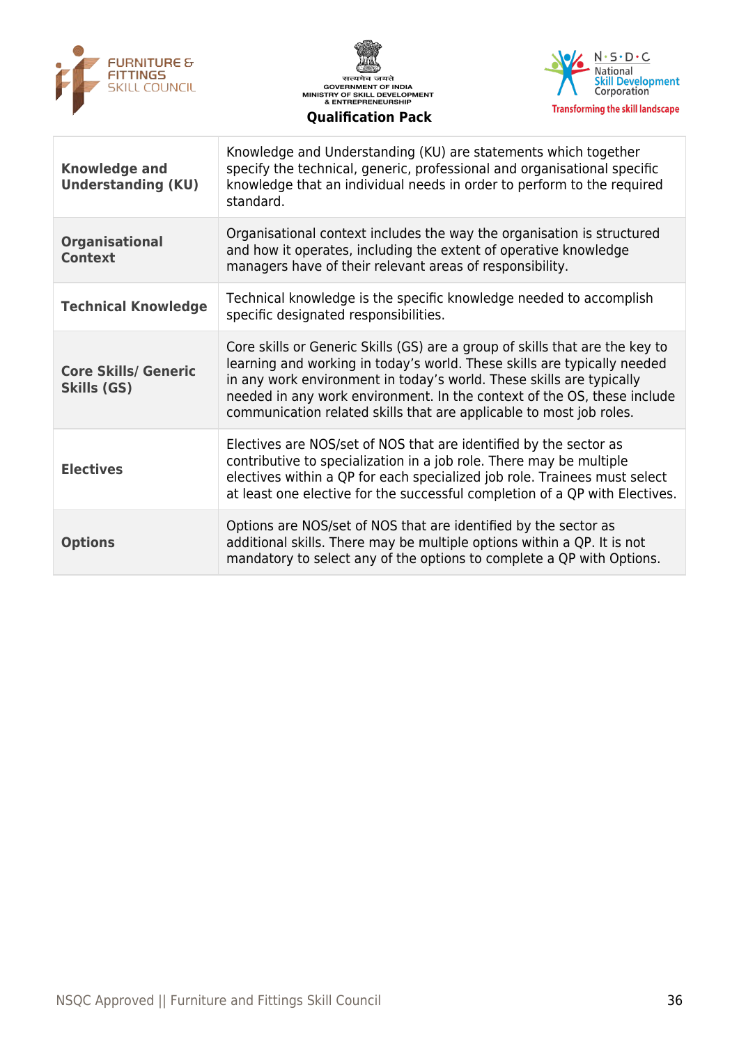| | |
|---|---|
| **Knowledge and Understanding (KU)** | Knowledge and Understanding (KU) are statements which together specify the technical, generic, professional and organisational specific knowledge that an individual needs in order to perform to the required standard. |
| **Organisational Context** | Organisational context includes the way the organisation is structured and how it operates, including the extent of operative knowledge managers have of their relevant areas of responsibility. |
| **Technical Knowledge** | Technical knowledge is the specific knowledge needed to accomplish specific designated responsibilities. |
| **Core Skills/ Generic Skills (GS)** | Core skills or Generic Skills (GS) are a group of skills that are the key to learning and working in today's world. These skills are typically needed in any work environment in today's world. These skills are typically needed in any work environment. In the context of the OS, these include communication related skills that are applicable to most job roles. |
| **Electives** | Electives are NOS/set of NOS that are identified by the sector as contributive to specialization in a job role. There may be multiple electives within a QP for each specialized job role. Trainees must select at least one elective for the successful completion of a QP with Electives. |
| **Options** | Options are NOS/set of NOS that are identified by the sector as additional skills. There may be multiple options within a QP. It is not mandatory to select any of the options to complete a QP with Options. |